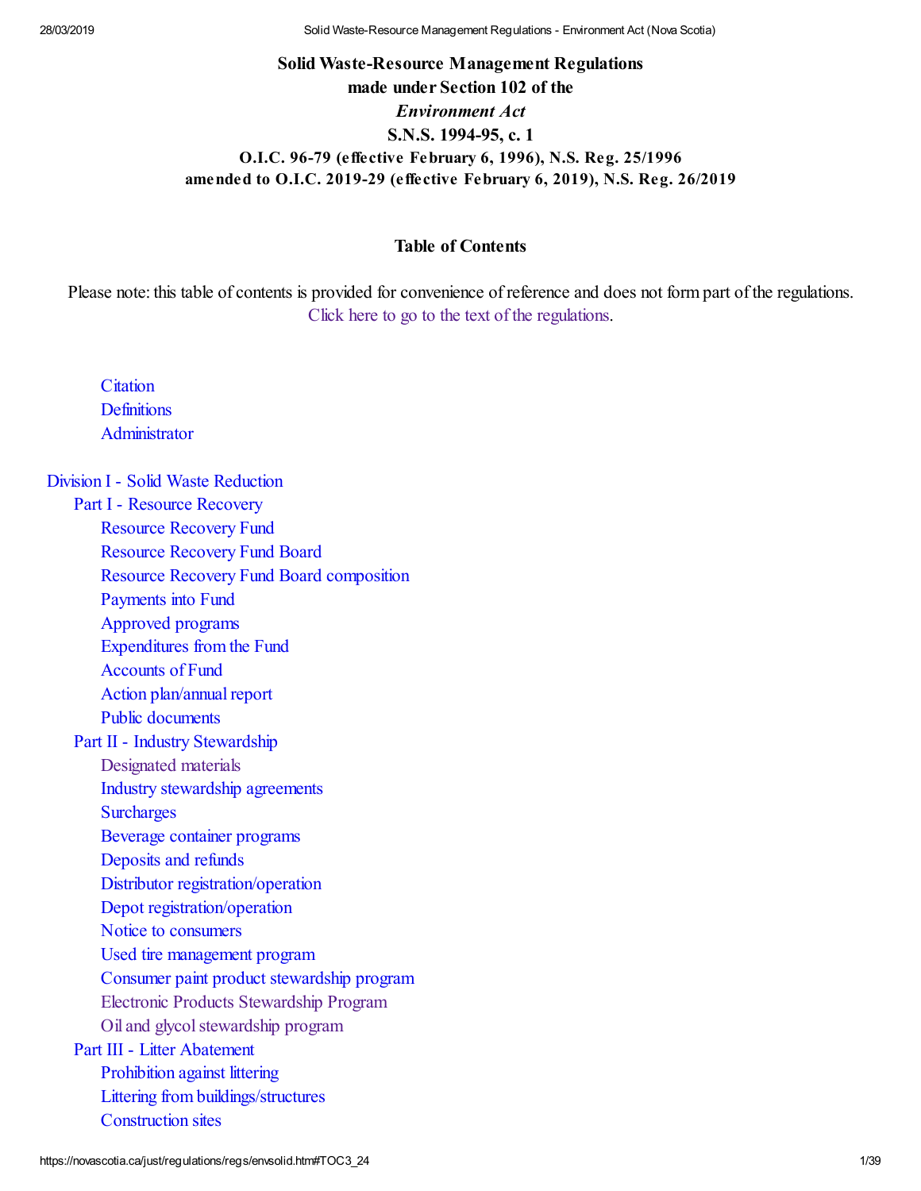# Solid Waste-Resource Management Regulations

**made under Section 102 of the**

***Environment Act***

**S.N.S. 1994-95, c. 1**

**O.I.C. 96-79 (effective February 6, 1996), N.S. Reg. 25/1996**
**amended to O.I.C. 2019-29 (effective February 6, 2019), N.S. Reg. 26/2019**

## Table of Contents

Please note: this table of contents is provided for convenience of reference and does not form part of the regulations.
Click here to go to the text of the regulations.

- Citation
- Definitions
- Administrator

Division I - Solid Waste Reduction

- Part I - Resource Recovery
  - Resource Recovery Fund
  - Resource Recovery Fund Board
  - Resource Recovery Fund Board composition
  - Payments into Fund
  - Approved programs
  - Expenditures from the Fund
  - Accounts of Fund
  - Action plan/annual report
  - Public documents
- Part II - Industry Stewardship
  - Designated materials
  - Industry stewardship agreements
  - Surcharges
  - Beverage container programs
  - Deposits and refunds
  - Distributor registration/operation
  - Depot registration/operation
  - Notice to consumers
  - Used tire management program
  - Consumer paint product stewardship program
  - Electronic Products Stewardship Program
  - Oil and glycol stewardship program
- Part III - Litter Abatement
  - Prohibition against littering
  - Littering from buildings/structures
  - Construction sites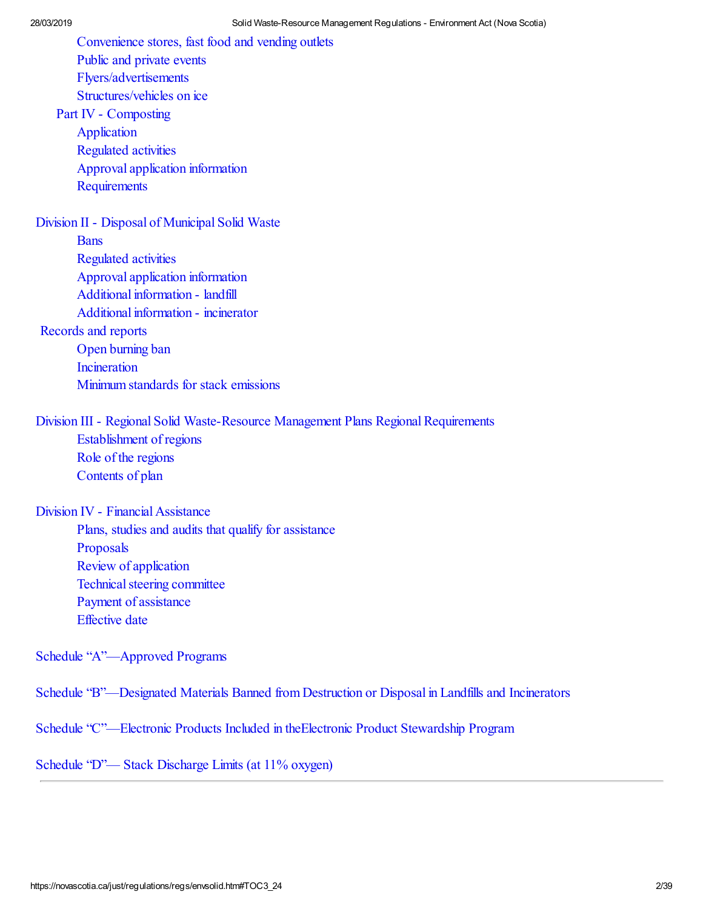- Convenience stores, fast food and vending outlets
- Public and private events
- Flyers/advertisements
- Structures/vehicles on ice

Part IV - Composting

- Application
- Regulated activities
- Approval application information
- Requirements

Division II - Disposal of Municipal Solid Waste

- Bans
- Regulated activities
- Approval application information
- Additional information - landfill
- Additional information - incinerator

Records and reports

- Open burning ban
- Incineration
- Minimum standards for stack emissions

Division III - Regional Solid Waste-Resource Management Plans Regional Requirements

- Establishment of regions
- Role of the regions
- Contents of plan

Division IV - Financial Assistance

- Plans, studies and audits that qualify for assistance
- Proposals
- Review of application
- Technical steering committee
- Payment of assistance
- Effective date

Schedule “A”—Approved Programs

Schedule “B”—Designated Materials Banned from Destruction or Disposal in Landfills and Incinerators

Schedule “C”—Electronic Products Included in theElectronic Product Stewardship Program

Schedule “D”— Stack Discharge Limits (at 11% oxygen)

---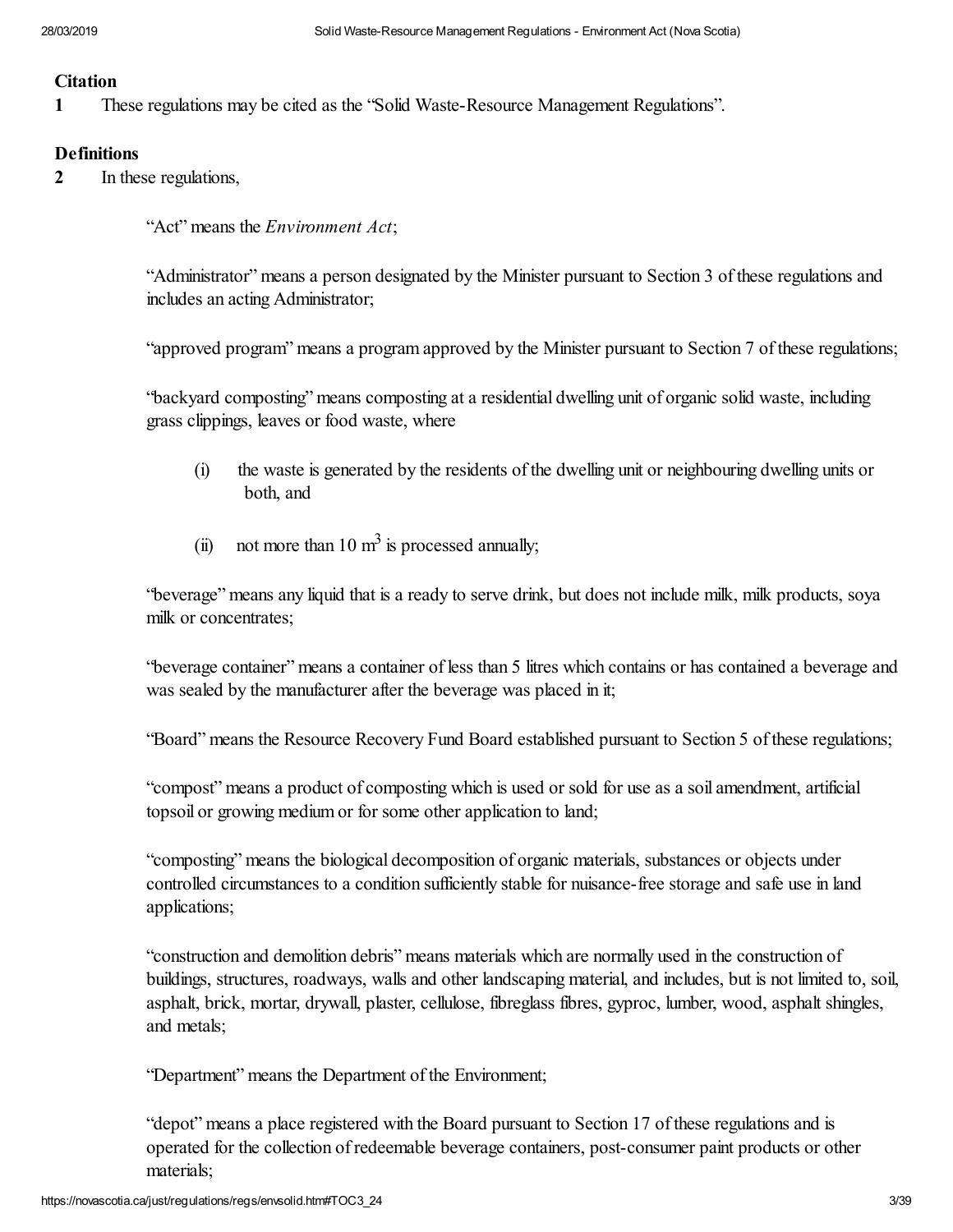**Citation**

**1** These regulations may be cited as the "Solid Waste-Resource Management Regulations".

**Definitions**

**2** In these regulations,

"Act" means the *Environment Act*;

"Administrator" means a person designated by the Minister pursuant to Section 3 of these regulations and includes an acting Administrator;

"approved program" means a program approved by the Minister pursuant to Section 7 of these regulations;

"backyard composting" means composting at a residential dwelling unit of organic solid waste, including grass clippings, leaves or food waste, where

(i) the waste is generated by the residents of the dwelling unit or neighbouring dwelling units or both, and

(ii) not more than 10 $m^3$ is processed annually;

"beverage" means any liquid that is a ready to serve drink, but does not include milk, milk products, soya milk or concentrates;

"beverage container" means a container of less than 5 litres which contains or has contained a beverage and was sealed by the manufacturer after the beverage was placed in it;

"Board" means the Resource Recovery Fund Board established pursuant to Section 5 of these regulations;

"compost" means a product of composting which is used or sold for use as a soil amendment, artificial topsoil or growing medium or for some other application to land;

"composting" means the biological decomposition of organic materials, substances or objects under controlled circumstances to a condition sufficiently stable for nuisance-free storage and safe use in land applications;

"construction and demolition debris" means materials which are normally used in the construction of buildings, structures, roadways, walls and other landscaping material, and includes, but is not limited to, soil, asphalt, brick, mortar, drywall, plaster, cellulose, fibreglass fibres, gyproc, lumber, wood, asphalt shingles, and metals;

"Department" means the Department of the Environment;

"depot" means a place registered with the Board pursuant to Section 17 of these regulations and is operated for the collection of redeemable beverage containers, post-consumer paint products or other materials;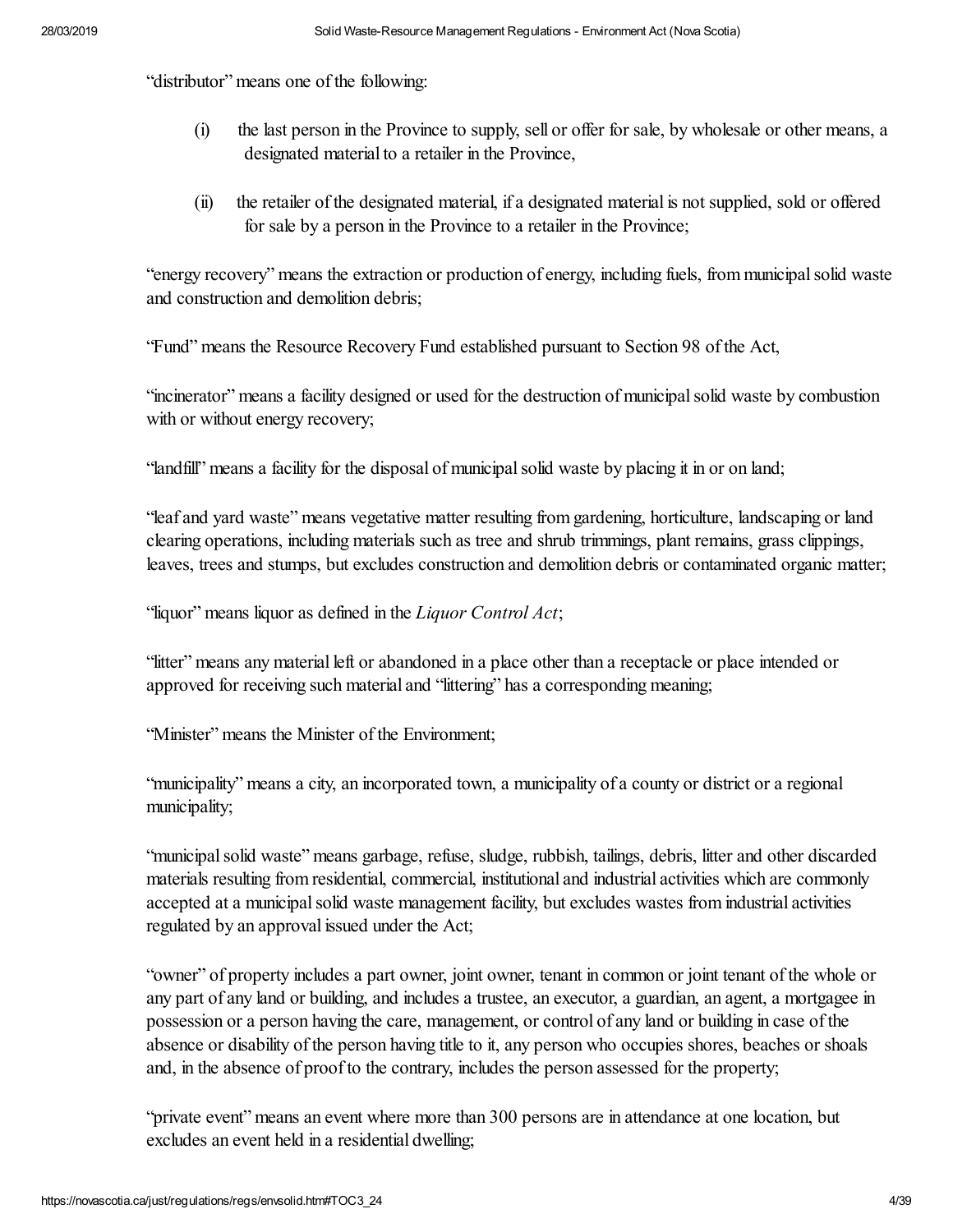"distributor" means one of the following:

(i) the last person in the Province to supply, sell or offer for sale, by wholesale or other means, a designated material to a retailer in the Province,

(ii) the retailer of the designated material, if a designated material is not supplied, sold or offered for sale by a person in the Province to a retailer in the Province;

"energy recovery" means the extraction or production of energy, including fuels, from municipal solid waste and construction and demolition debris;

"Fund" means the Resource Recovery Fund established pursuant to Section 98 of the Act,

"incinerator" means a facility designed or used for the destruction of municipal solid waste by combustion with or without energy recovery;

"landfill" means a facility for the disposal of municipal solid waste by placing it in or on land;

"leaf and yard waste" means vegetative matter resulting from gardening, horticulture, landscaping or land clearing operations, including materials such as tree and shrub trimmings, plant remains, grass clippings, leaves, trees and stumps, but excludes construction and demolition debris or contaminated organic matter;

"liquor" means liquor as defined in the *Liquor Control Act*;

"litter" means any material left or abandoned in a place other than a receptacle or place intended or approved for receiving such material and "littering" has a corresponding meaning;

"Minister" means the Minister of the Environment;

"municipality" means a city, an incorporated town, a municipality of a county or district or a regional municipality;

"municipal solid waste" means garbage, refuse, sludge, rubbish, tailings, debris, litter and other discarded materials resulting from residential, commercial, institutional and industrial activities which are commonly accepted at a municipal solid waste management facility, but excludes wastes from industrial activities regulated by an approval issued under the Act;

"owner" of property includes a part owner, joint owner, tenant in common or joint tenant of the whole or any part of any land or building, and includes a trustee, an executor, a guardian, an agent, a mortgagee in possession or a person having the care, management, or control of any land or building in case of the absence or disability of the person having title to it, any person who occupies shores, beaches or shoals and, in the absence of proof to the contrary, includes the person assessed for the property;

"private event" means an event where more than 300 persons are in attendance at one location, but excludes an event held in a residential dwelling;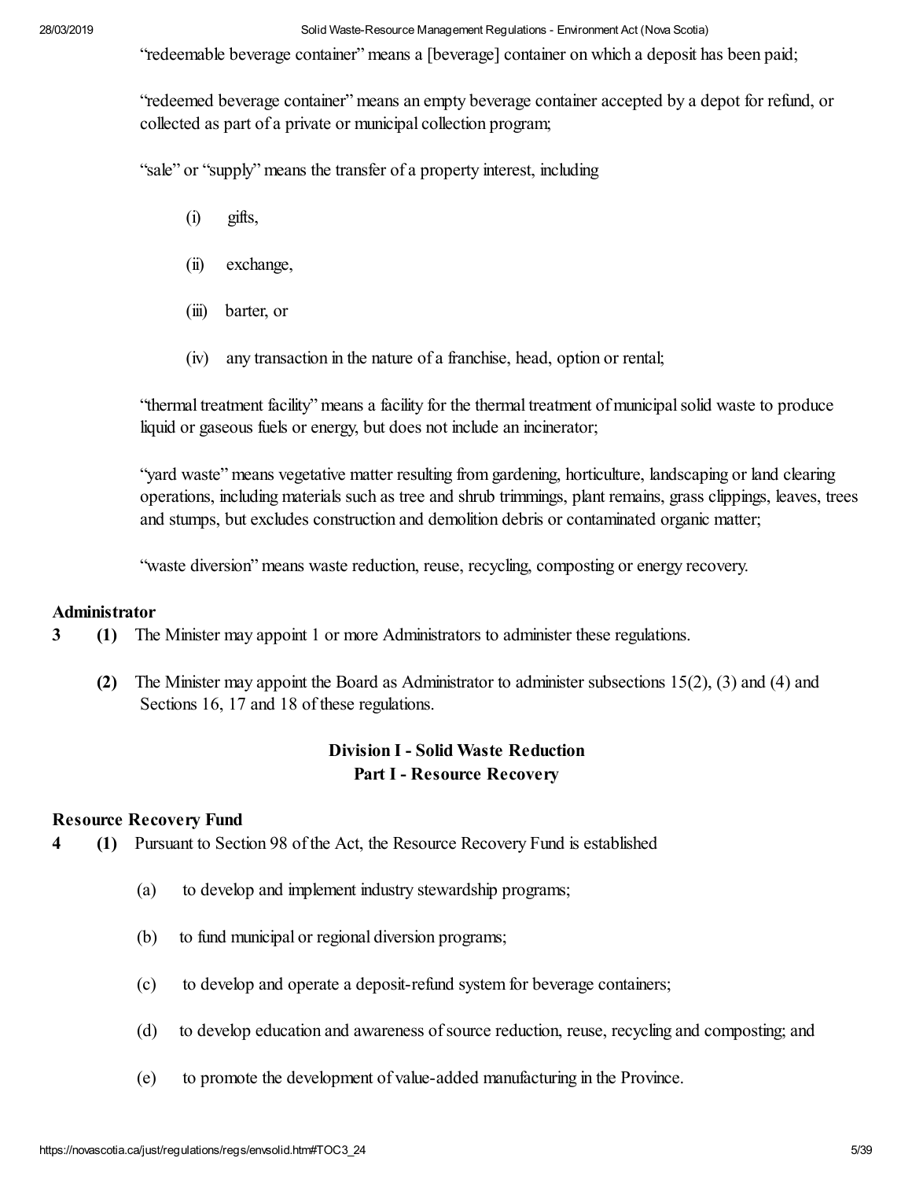"redeemable beverage container" means a [beverage] container on which a deposit has been paid;

"redeemed beverage container" means an empty beverage container accepted by a depot for refund, or collected as part of a private or municipal collection program;

"sale" or "supply" means the transfer of a property interest, including

(i) gifts,

(ii) exchange,

(iii) barter, or

(iv) any transaction in the nature of a franchise, head, option or rental;

"thermal treatment facility" means a facility for the thermal treatment of municipal solid waste to produce liquid or gaseous fuels or energy, but does not include an incinerator;

"yard waste" means vegetative matter resulting from gardening, horticulture, landscaping or land clearing operations, including materials such as tree and shrub trimmings, plant remains, grass clippings, leaves, trees and stumps, but excludes construction and demolition debris or contaminated organic matter;

"waste diversion" means waste reduction, reuse, recycling, composting or energy recovery.

**Administrator**

**3** **(1)** The Minister may appoint 1 or more Administrators to administer these regulations.

**(2)** The Minister may appoint the Board as Administrator to administer subsections 15(2), (3) and (4) and Sections 16, 17 and 18 of these regulations.

## Division I - Solid Waste Reduction
## Part I - Resource Recovery

**Resource Recovery Fund**

**4** **(1)** Pursuant to Section 98 of the Act, the Resource Recovery Fund is established

(a) to develop and implement industry stewardship programs;

(b) to fund municipal or regional diversion programs;

(c) to develop and operate a deposit-refund system for beverage containers;

(d) to develop education and awareness of source reduction, reuse, recycling and composting; and

(e) to promote the development of value-added manufacturing in the Province.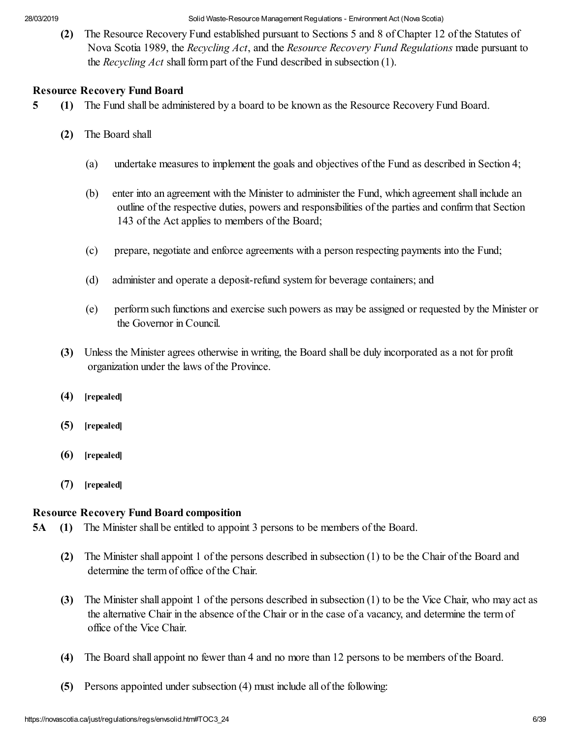**(2)** The Resource Recovery Fund established pursuant to Sections 5 and 8 of Chapter 12 of the Statutes of Nova Scotia 1989, the *Recycling Act*, and the *Resource Recovery Fund Regulations* made pursuant to the *Recycling Act* shall form part of the Fund described in subsection (1).

### Resource Recovery Fund Board

**5** **(1)** The Fund shall be administered by a board to be known as the Resource Recovery Fund Board.

**(2)** The Board shall

(a) undertake measures to implement the goals and objectives of the Fund as described in Section 4;

(b) enter into an agreement with the Minister to administer the Fund, which agreement shall include an outline of the respective duties, powers and responsibilities of the parties and confirm that Section 143 of the Act applies to members of the Board;

(c) prepare, negotiate and enforce agreements with a person respecting payments into the Fund;

(d) administer and operate a deposit-refund system for beverage containers; and

(e) perform such functions and exercise such powers as may be assigned or requested by the Minister or the Governor in Council.

**(3)** Unless the Minister agrees otherwise in writing, the Board shall be duly incorporated as a not for profit organization under the laws of the Province.

**(4)** [repealed]

**(5)** [repealed]

**(6)** [repealed]

**(7)** [repealed]

### Resource Recovery Fund Board composition

**5A** **(1)** The Minister shall be entitled to appoint 3 persons to be members of the Board.

**(2)** The Minister shall appoint 1 of the persons described in subsection (1) to be the Chair of the Board and determine the term of office of the Chair.

**(3)** The Minister shall appoint 1 of the persons described in subsection (1) to be the Vice Chair, who may act as the alternative Chair in the absence of the Chair or in the case of a vacancy, and determine the term of office of the Vice Chair.

**(4)** The Board shall appoint no fewer than 4 and no more than 12 persons to be members of the Board.

**(5)** Persons appointed under subsection (4) must include all of the following: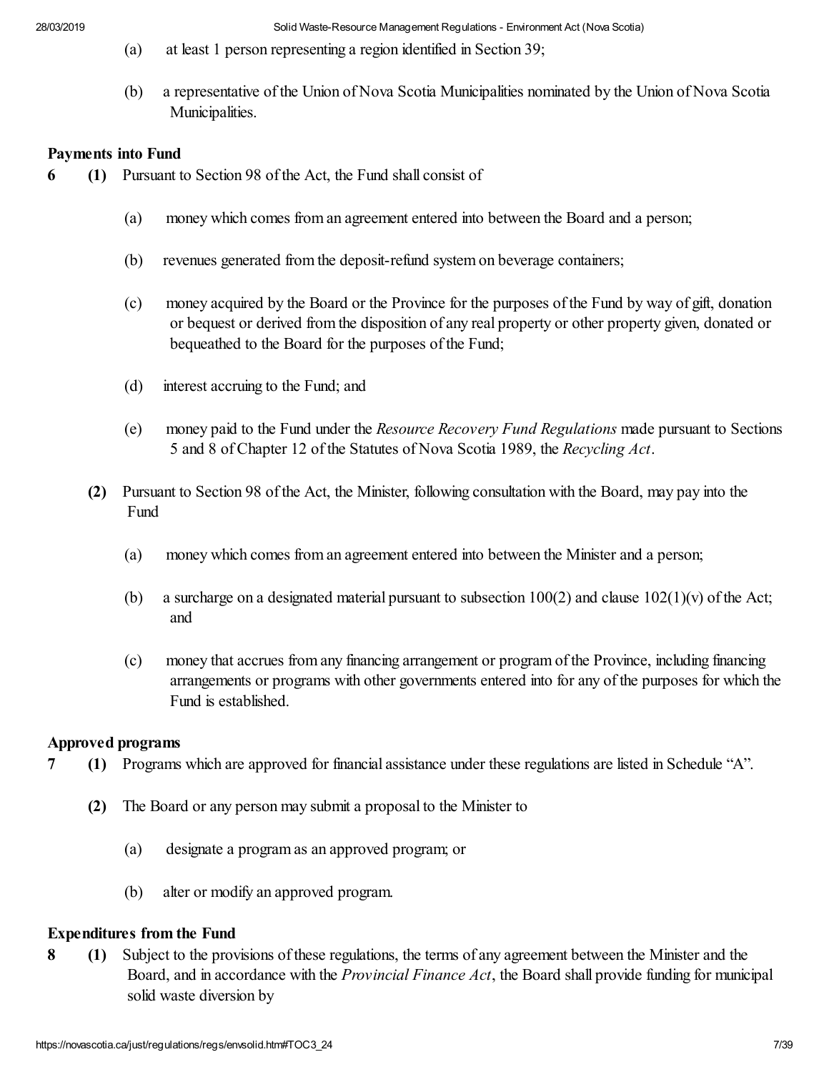(a) at least 1 person representing a region identified in Section 39;

(b) a representative of the Union of Nova Scotia Municipalities nominated by the Union of Nova Scotia Municipalities.

**Payments into Fund**

**6** **(1)** Pursuant to Section 98 of the Act, the Fund shall consist of

(a) money which comes from an agreement entered into between the Board and a person;

(b) revenues generated from the deposit-refund system on beverage containers;

(c) money acquired by the Board or the Province for the purposes of the Fund by way of gift, donation or bequest or derived from the disposition of any real property or other property given, donated or bequeathed to the Board for the purposes of the Fund;

(d) interest accruing to the Fund; and

(e) money paid to the Fund under the *Resource Recovery Fund Regulations* made pursuant to Sections 5 and 8 of Chapter 12 of the Statutes of Nova Scotia 1989, the *Recycling Act*.

**(2)** Pursuant to Section 98 of the Act, the Minister, following consultation with the Board, may pay into the Fund

(a) money which comes from an agreement entered into between the Minister and a person;

(b) a surcharge on a designated material pursuant to subsection 100(2) and clause 102(1)(v) of the Act; and

(c) money that accrues from any financing arrangement or program of the Province, including financing arrangements or programs with other governments entered into for any of the purposes for which the Fund is established.

**Approved programs**

**7** **(1)** Programs which are approved for financial assistance under these regulations are listed in Schedule "A".

**(2)** The Board or any person may submit a proposal to the Minister to

(a) designate a program as an approved program; or

(b) alter or modify an approved program.

**Expenditures from the Fund**

**8** **(1)** Subject to the provisions of these regulations, the terms of any agreement between the Minister and the Board, and in accordance with the *Provincial Finance Act*, the Board shall provide funding for municipal solid waste diversion by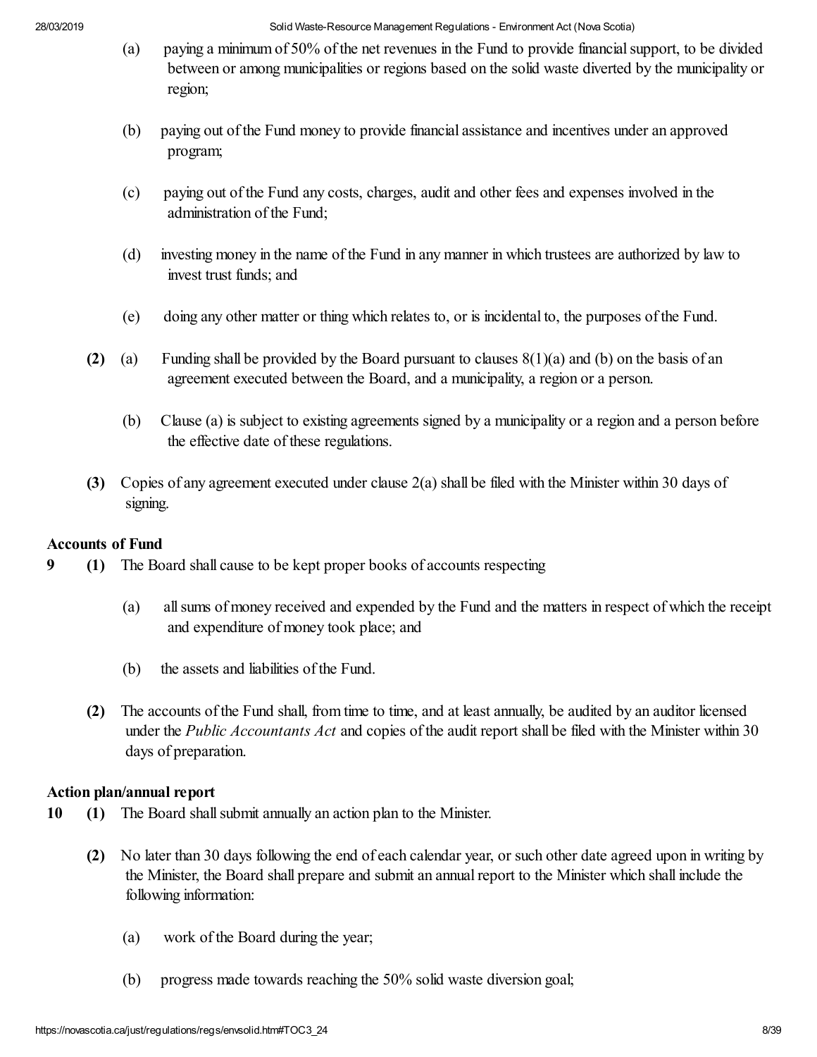(a) paying a minimum of 50% of the net revenues in the Fund to provide financial support, to be divided between or among municipalities or regions based on the solid waste diverted by the municipality or region;

(b) paying out of the Fund money to provide financial assistance and incentives under an approved program;

(c) paying out of the Fund any costs, charges, audit and other fees and expenses involved in the administration of the Fund;

(d) investing money in the name of the Fund in any manner in which trustees are authorized by law to invest trust funds; and

(e) doing any other matter or thing which relates to, or is incidental to, the purposes of the Fund.

**(2)** (a) Funding shall be provided by the Board pursuant to clauses 8(1)(a) and (b) on the basis of an agreement executed between the Board, and a municipality, a region or a person.

(b) Clause (a) is subject to existing agreements signed by a municipality or a region and a person before the effective date of these regulations.

**(3)** Copies of any agreement executed under clause 2(a) shall be filed with the Minister within 30 days of signing.

**Accounts of Fund**

**9** **(1)** The Board shall cause to be kept proper books of accounts respecting

(a) all sums of money received and expended by the Fund and the matters in respect of which the receipt and expenditure of money took place; and

(b) the assets and liabilities of the Fund.

**(2)** The accounts of the Fund shall, from time to time, and at least annually, be audited by an auditor licensed under the *Public Accountants Act* and copies of the audit report shall be filed with the Minister within 30 days of preparation.

**Action plan/annual report**

**10** **(1)** The Board shall submit annually an action plan to the Minister.

**(2)** No later than 30 days following the end of each calendar year, or such other date agreed upon in writing by the Minister, the Board shall prepare and submit an annual report to the Minister which shall include the following information:

(a) work of the Board during the year;

(b) progress made towards reaching the 50% solid waste diversion goal;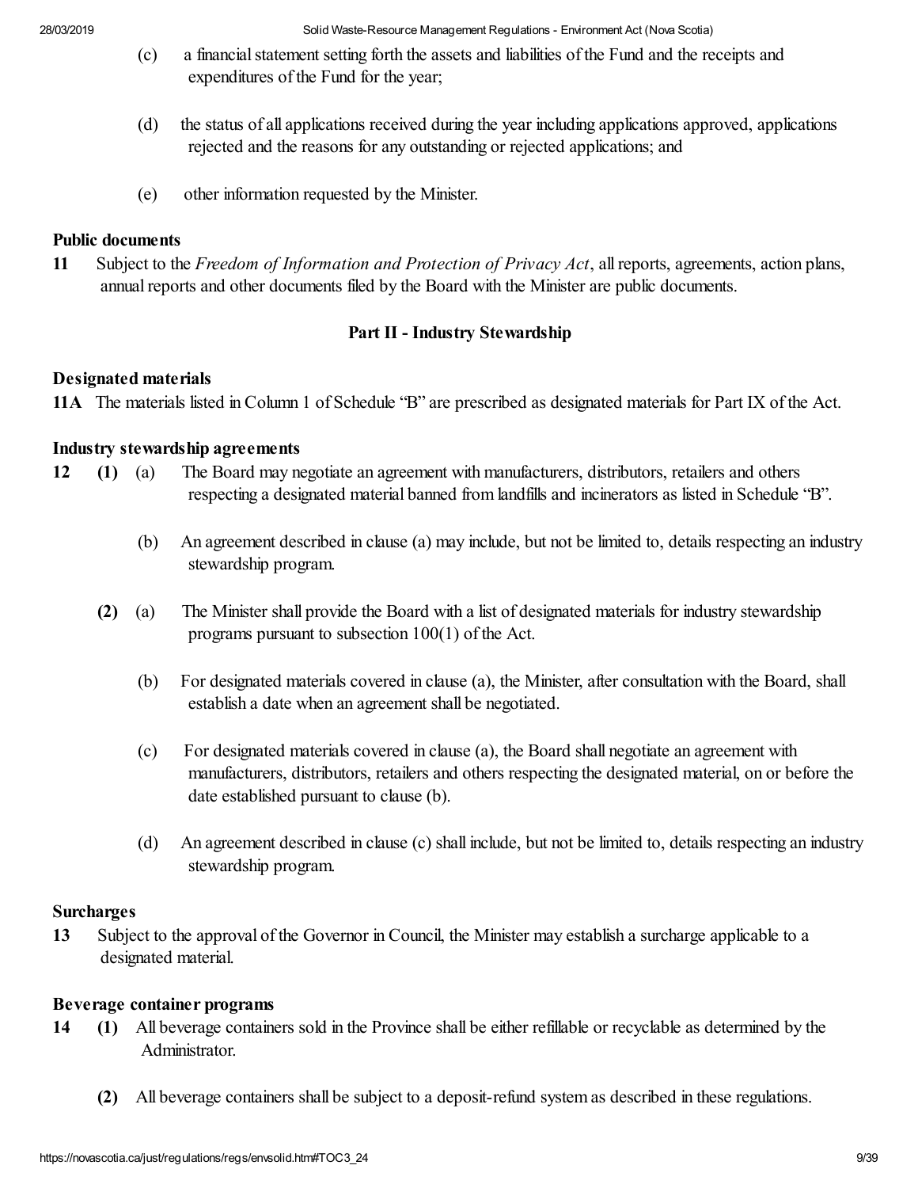(c) a financial statement setting forth the assets and liabilities of the Fund and the receipts and expenditures of the Fund for the year;

(d) the status of all applications received during the year including applications approved, applications rejected and the reasons for any outstanding or rejected applications; and

(e) other information requested by the Minister.

**Public documents**

**11** Subject to the *Freedom of Information and Protection of Privacy Act*, all reports, agreements, action plans, annual reports and other documents filed by the Board with the Minister are public documents.

## Part II - Industry Stewardship

**Designated materials**

**11A** The materials listed in Column 1 of Schedule "B" are prescribed as designated materials for Part IX of the Act.

**Industry stewardship agreements**

**12** **(1)** (a) The Board may negotiate an agreement with manufacturers, distributors, retailers and others respecting a designated material banned from landfills and incinerators as listed in Schedule "B".

(b) An agreement described in clause (a) may include, but not be limited to, details respecting an industry stewardship program.

**(2)** (a) The Minister shall provide the Board with a list of designated materials for industry stewardship programs pursuant to subsection 100(1) of the Act.

(b) For designated materials covered in clause (a), the Minister, after consultation with the Board, shall establish a date when an agreement shall be negotiated.

(c) For designated materials covered in clause (a), the Board shall negotiate an agreement with manufacturers, distributors, retailers and others respecting the designated material, on or before the date established pursuant to clause (b).

(d) An agreement described in clause (c) shall include, but not be limited to, details respecting an industry stewardship program.

**Surcharges**

**13** Subject to the approval of the Governor in Council, the Minister may establish a surcharge applicable to a designated material.

**Beverage container programs**

**14** **(1)** All beverage containers sold in the Province shall be either refillable or recyclable as determined by the Administrator.

**(2)** All beverage containers shall be subject to a deposit-refund system as described in these regulations.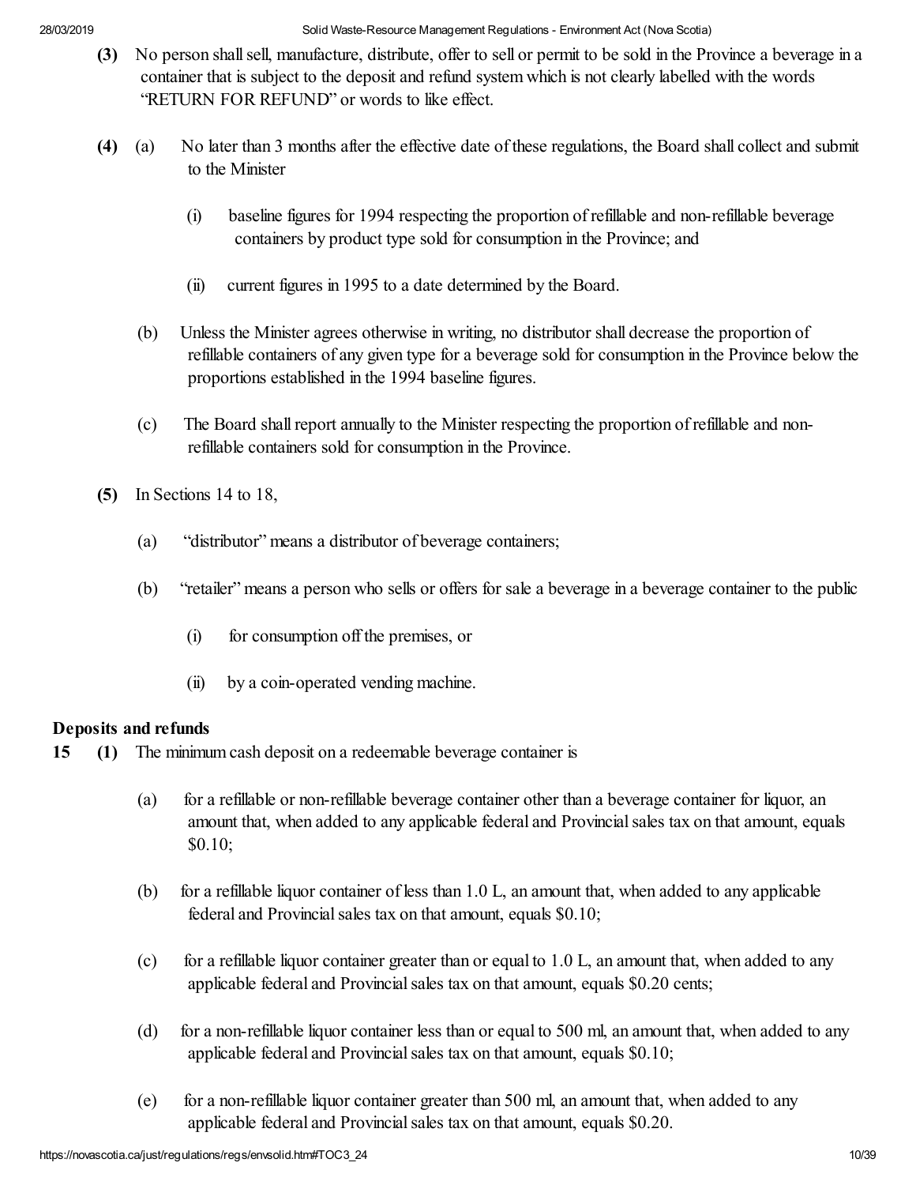**(3)** No person shall sell, manufacture, distribute, offer to sell or permit to be sold in the Province a beverage in a container that is subject to the deposit and refund system which is not clearly labelled with the words "RETURN FOR REFUND" or words to like effect.

**(4)** (a) No later than 3 months after the effective date of these regulations, the Board shall collect and submit to the Minister

(i) baseline figures for 1994 respecting the proportion of refillable and non-refillable beverage containers by product type sold for consumption in the Province; and

(ii) current figures in 1995 to a date determined by the Board.

(b) Unless the Minister agrees otherwise in writing, no distributor shall decrease the proportion of refillable containers of any given type for a beverage sold for consumption in the Province below the proportions established in the 1994 baseline figures.

(c) The Board shall report annually to the Minister respecting the proportion of refillable and non-refillable containers sold for consumption in the Province.

**(5)** In Sections 14 to 18,

(a) "distributor" means a distributor of beverage containers;

(b) "retailer" means a person who sells or offers for sale a beverage in a beverage container to the public

(i) for consumption off the premises, or

(ii) by a coin-operated vending machine.

**Deposits and refunds**

**15** **(1)** The minimum cash deposit on a redeemable beverage container is

(a) for a refillable or non-refillable beverage container other than a beverage container for liquor, an amount that, when added to any applicable federal and Provincial sales tax on that amount, equals $0.10;

(b) for a refillable liquor container of less than 1.0 L, an amount that, when added to any applicable federal and Provincial sales tax on that amount, equals $0.10;

(c) for a refillable liquor container greater than or equal to 1.0 L, an amount that, when added to any applicable federal and Provincial sales tax on that amount, equals $0.20 cents;

(d) for a non-refillable liquor container less than or equal to 500 ml, an amount that, when added to any applicable federal and Provincial sales tax on that amount, equals $0.10;

(e) for a non-refillable liquor container greater than 500 ml, an amount that, when added to any applicable federal and Provincial sales tax on that amount, equals $0.20.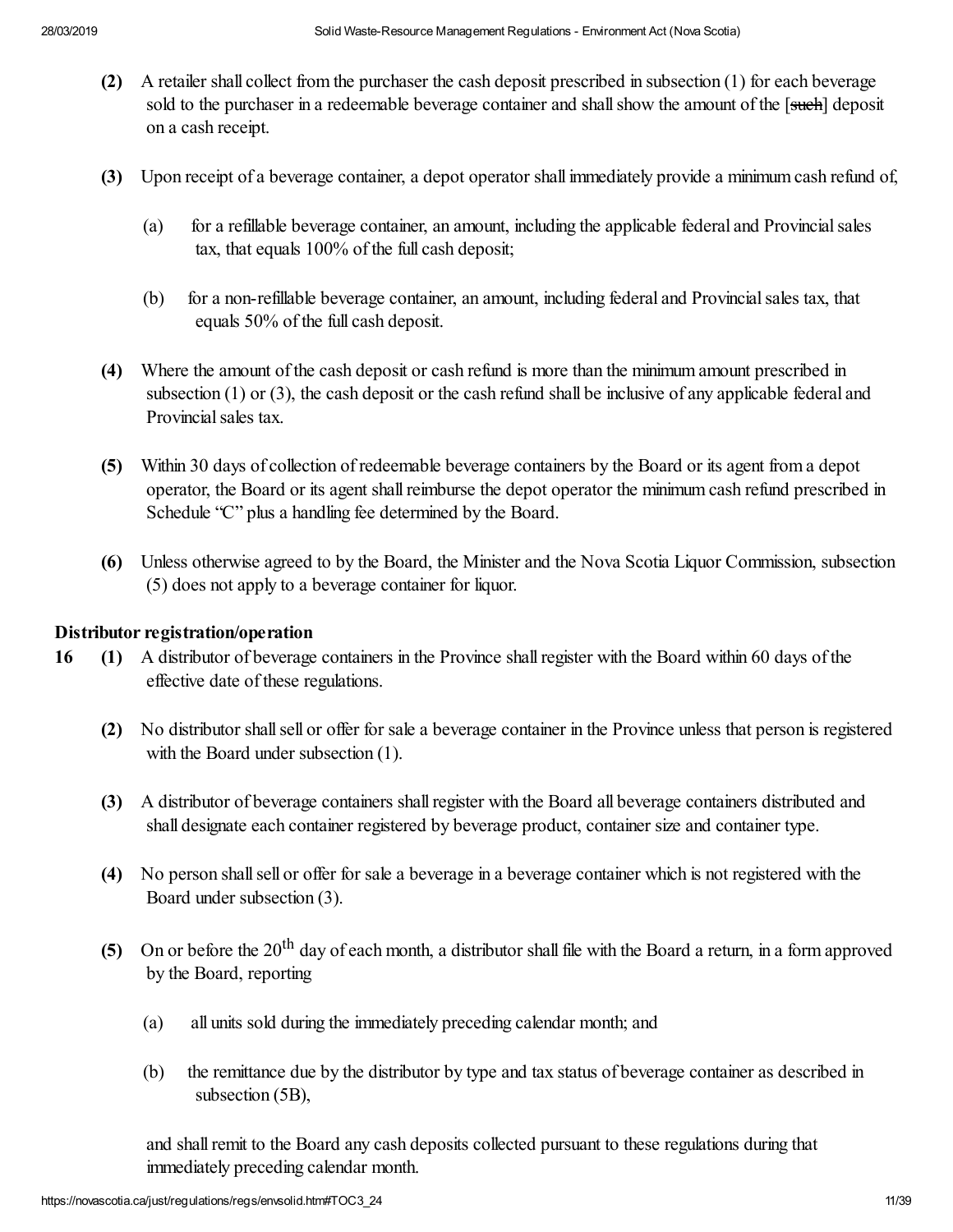**(2)** A retailer shall collect from the purchaser the cash deposit prescribed in subsection (1) for each beverage sold to the purchaser in a redeemable beverage container and shall show the amount of the [~~such~~] deposit on a cash receipt.

**(3)** Upon receipt of a beverage container, a depot operator shall immediately provide a minimum cash refund of,

(a) for a refillable beverage container, an amount, including the applicable federal and Provincial sales tax, that equals 100% of the full cash deposit;

(b) for a non-refillable beverage container, an amount, including federal and Provincial sales tax, that equals 50% of the full cash deposit.

**(4)** Where the amount of the cash deposit or cash refund is more than the minimum amount prescribed in subsection (1) or (3), the cash deposit or the cash refund shall be inclusive of any applicable federal and Provincial sales tax.

**(5)** Within 30 days of collection of redeemable beverage containers by the Board or its agent from a depot operator, the Board or its agent shall reimburse the depot operator the minimum cash refund prescribed in Schedule "C" plus a handling fee determined by the Board.

**(6)** Unless otherwise agreed to by the Board, the Minister and the Nova Scotia Liquor Commission, subsection (5) does not apply to a beverage container for liquor.

**Distributor registration/operation**

**16** **(1)** A distributor of beverage containers in the Province shall register with the Board within 60 days of the effective date of these regulations.

**(2)** No distributor shall sell or offer for sale a beverage container in the Province unless that person is registered with the Board under subsection (1).

**(3)** A distributor of beverage containers shall register with the Board all beverage containers distributed and shall designate each container registered by beverage product, container size and container type.

**(4)** No person shall sell or offer for sale a beverage in a beverage container which is not registered with the Board under subsection (3).

**(5)** On or before the 20th day of each month, a distributor shall file with the Board a return, in a form approved by the Board, reporting

(a) all units sold during the immediately preceding calendar month; and

(b) the remittance due by the distributor by type and tax status of beverage container as described in subsection (5B),

and shall remit to the Board any cash deposits collected pursuant to these regulations during that immediately preceding calendar month.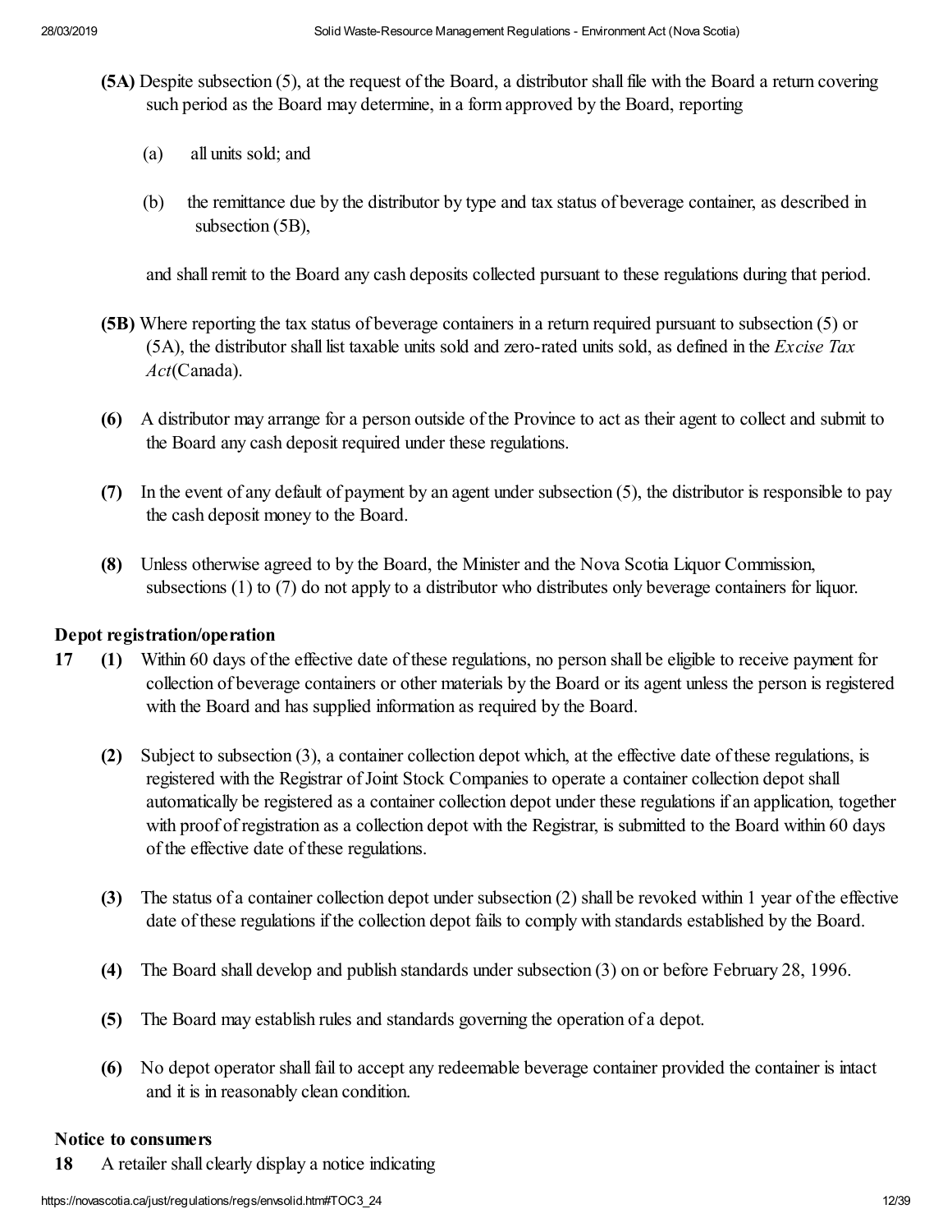**(5A)** Despite subsection (5), at the request of the Board, a distributor shall file with the Board a return covering such period as the Board may determine, in a form approved by the Board, reporting

(a) all units sold; and

(b) the remittance due by the distributor by type and tax status of beverage container, as described in subsection (5B),

and shall remit to the Board any cash deposits collected pursuant to these regulations during that period.

**(5B)** Where reporting the tax status of beverage containers in a return required pursuant to subsection (5) or (5A), the distributor shall list taxable units sold and zero-rated units sold, as defined in the *Excise Tax Act*(Canada).

**(6)** A distributor may arrange for a person outside of the Province to act as their agent to collect and submit to the Board any cash deposit required under these regulations.

**(7)** In the event of any default of payment by an agent under subsection (5), the distributor is responsible to pay the cash deposit money to the Board.

**(8)** Unless otherwise agreed to by the Board, the Minister and the Nova Scotia Liquor Commission, subsections (1) to (7) do not apply to a distributor who distributes only beverage containers for liquor.

**Depot registration/operation**

**17** **(1)** Within 60 days of the effective date of these regulations, no person shall be eligible to receive payment for collection of beverage containers or other materials by the Board or its agent unless the person is registered with the Board and has supplied information as required by the Board.

**(2)** Subject to subsection (3), a container collection depot which, at the effective date of these regulations, is registered with the Registrar of Joint Stock Companies to operate a container collection depot shall automatically be registered as a container collection depot under these regulations if an application, together with proof of registration as a collection depot with the Registrar, is submitted to the Board within 60 days of the effective date of these regulations.

**(3)** The status of a container collection depot under subsection (2) shall be revoked within 1 year of the effective date of these regulations if the collection depot fails to comply with standards established by the Board.

**(4)** The Board shall develop and publish standards under subsection (3) on or before February 28, 1996.

**(5)** The Board may establish rules and standards governing the operation of a depot.

**(6)** No depot operator shall fail to accept any redeemable beverage container provided the container is intact and it is in reasonably clean condition.

**Notice to consumers**

**18** A retailer shall clearly display a notice indicating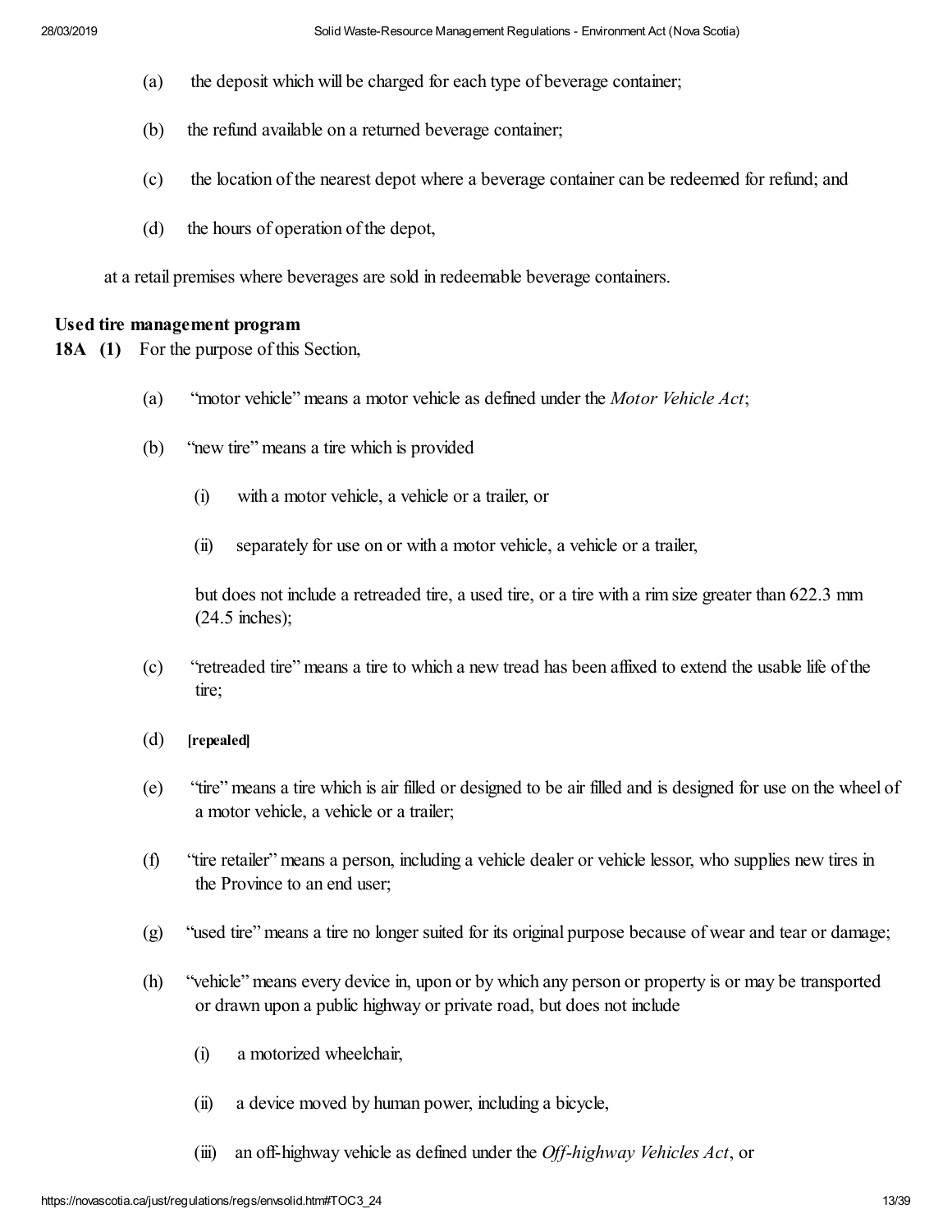(a) the deposit which will be charged for each type of beverage container;

(b) the refund available on a returned beverage container;

(c) the location of the nearest depot where a beverage container can be redeemed for refund; and

(d) the hours of operation of the depot,

at a retail premises where beverages are sold in redeemable beverage containers.

**Used tire management program**

**18A (1)** For the purpose of this Section,

(a) "motor vehicle" means a motor vehicle as defined under the *Motor Vehicle Act*;

(b) "new tire" means a tire which is provided

(i) with a motor vehicle, a vehicle or a trailer, or

(ii) separately for use on or with a motor vehicle, a vehicle or a trailer,

but does not include a retreaded tire, a used tire, or a tire with a rim size greater than 622.3 mm (24.5 inches);

(c) "retreaded tire" means a tire to which a new tread has been affixed to extend the usable life of the tire;

(d) **[repealed]**

(e) "tire" means a tire which is air filled or designed to be air filled and is designed for use on the wheel of a motor vehicle, a vehicle or a trailer;

(f) "tire retailer" means a person, including a vehicle dealer or vehicle lessor, who supplies new tires in the Province to an end user;

(g) "used tire" means a tire no longer suited for its original purpose because of wear and tear or damage;

(h) "vehicle" means every device in, upon or by which any person or property is or may be transported or drawn upon a public highway or private road, but does not include

(i) a motorized wheelchair,

(ii) a device moved by human power, including a bicycle,

(iii) an off-highway vehicle as defined under the *Off-highway Vehicles Act*, or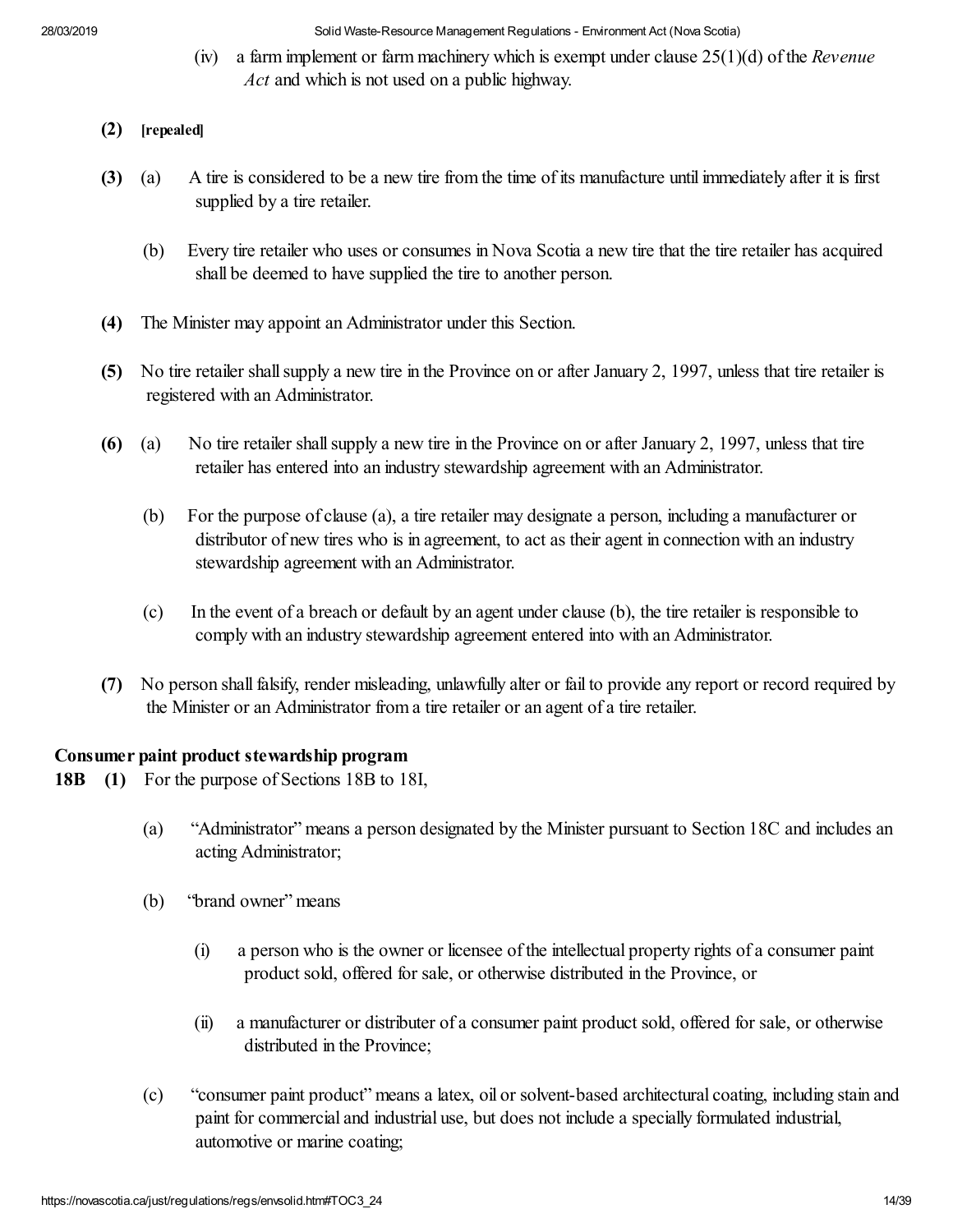(iv) a farm implement or farm machinery which is exempt under clause 25(1)(d) of the *Revenue Act* and which is not used on a public highway.

**(2)** [repealed]

**(3)** (a) A tire is considered to be a new tire from the time of its manufacture until immediately after it is first supplied by a tire retailer.

(b) Every tire retailer who uses or consumes in Nova Scotia a new tire that the tire retailer has acquired shall be deemed to have supplied the tire to another person.

**(4)** The Minister may appoint an Administrator under this Section.

**(5)** No tire retailer shall supply a new tire in the Province on or after January 2, 1997, unless that tire retailer is registered with an Administrator.

**(6)** (a) No tire retailer shall supply a new tire in the Province on or after January 2, 1997, unless that tire retailer has entered into an industry stewardship agreement with an Administrator.

(b) For the purpose of clause (a), a tire retailer may designate a person, including a manufacturer or distributor of new tires who is in agreement, to act as their agent in connection with an industry stewardship agreement with an Administrator.

(c) In the event of a breach or default by an agent under clause (b), the tire retailer is responsible to comply with an industry stewardship agreement entered into with an Administrator.

**(7)** No person shall falsify, render misleading, unlawfully alter or fail to provide any report or record required by the Minister or an Administrator from a tire retailer or an agent of a tire retailer.

**Consumer paint product stewardship program**

**18B (1)** For the purpose of Sections 18B to 18I,

(a) "Administrator" means a person designated by the Minister pursuant to Section 18C and includes an acting Administrator;

(b) "brand owner" means

(i) a person who is the owner or licensee of the intellectual property rights of a consumer paint product sold, offered for sale, or otherwise distributed in the Province, or

(ii) a manufacturer or distributer of a consumer paint product sold, offered for sale, or otherwise distributed in the Province;

(c) "consumer paint product" means a latex, oil or solvent-based architectural coating, including stain and paint for commercial and industrial use, but does not include a specially formulated industrial, automotive or marine coating;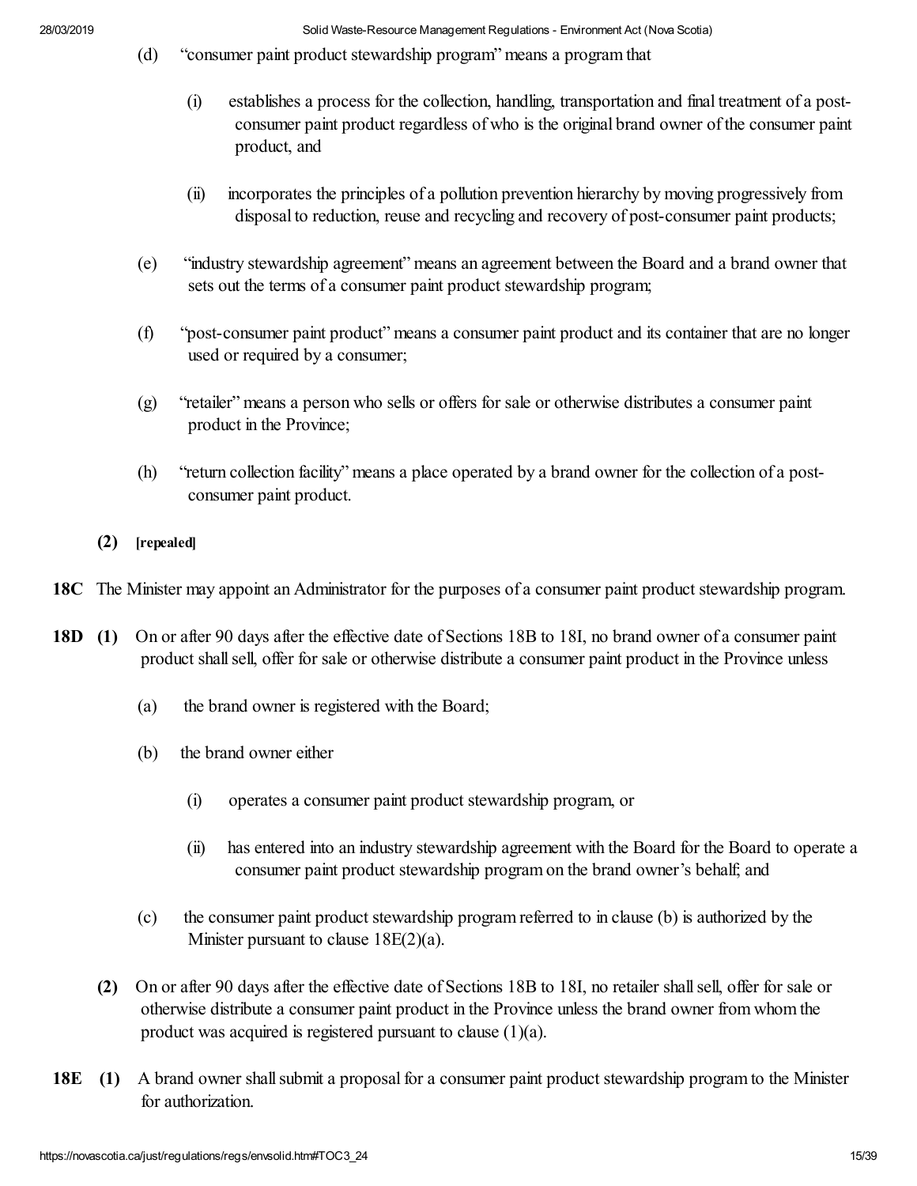(d) "consumer paint product stewardship program" means a program that

(i) establishes a process for the collection, handling, transportation and final treatment of a post-consumer paint product regardless of who is the original brand owner of the consumer paint product, and

(ii) incorporates the principles of a pollution prevention hierarchy by moving progressively from disposal to reduction, reuse and recycling and recovery of post-consumer paint products;

(e) "industry stewardship agreement" means an agreement between the Board and a brand owner that sets out the terms of a consumer paint product stewardship program;

(f) "post-consumer paint product" means a consumer paint product and its container that are no longer used or required by a consumer;

(g) "retailer" means a person who sells or offers for sale or otherwise distributes a consumer paint product in the Province;

(h) "return collection facility" means a place operated by a brand owner for the collection of a post-consumer paint product.

**(2)** **[repealed]**

**18C** The Minister may appoint an Administrator for the purposes of a consumer paint product stewardship program.

**18D** **(1)** On or after 90 days after the effective date of Sections 18B to 18I, no brand owner of a consumer paint product shall sell, offer for sale or otherwise distribute a consumer paint product in the Province unless

(a) the brand owner is registered with the Board;

(b) the brand owner either

(i) operates a consumer paint product stewardship program, or

(ii) has entered into an industry stewardship agreement with the Board for the Board to operate a consumer paint product stewardship program on the brand owner's behalf; and

(c) the consumer paint product stewardship program referred to in clause (b) is authorized by the Minister pursuant to clause 18E(2)(a).

**(2)** On or after 90 days after the effective date of Sections 18B to 18I, no retailer shall sell, offer for sale or otherwise distribute a consumer paint product in the Province unless the brand owner from whom the product was acquired is registered pursuant to clause (1)(a).

**18E** **(1)** A brand owner shall submit a proposal for a consumer paint product stewardship program to the Minister for authorization.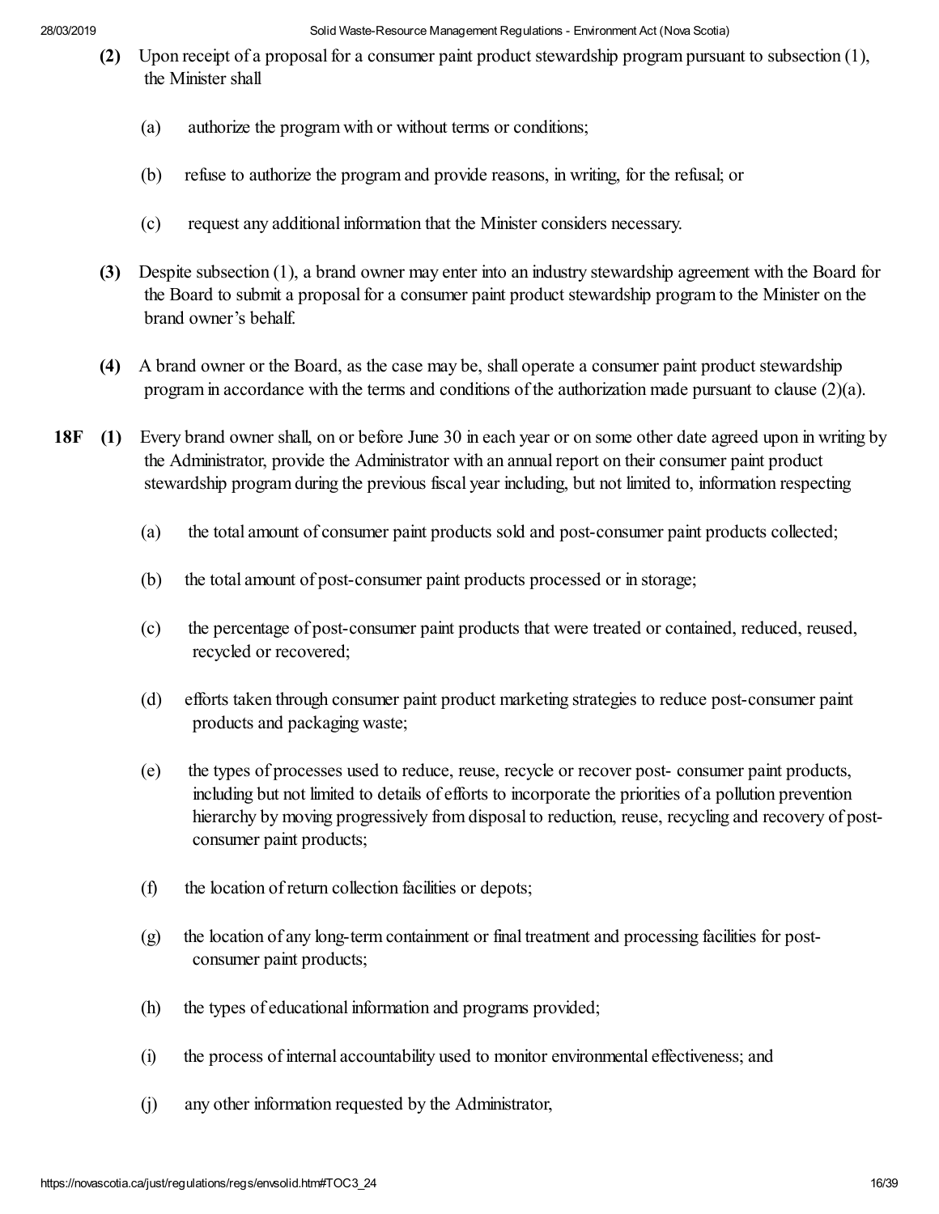**(2)** Upon receipt of a proposal for a consumer paint product stewardship program pursuant to subsection (1), the Minister shall

(a) authorize the program with or without terms or conditions;

(b) refuse to authorize the program and provide reasons, in writing, for the refusal; or

(c) request any additional information that the Minister considers necessary.

**(3)** Despite subsection (1), a brand owner may enter into an industry stewardship agreement with the Board for the Board to submit a proposal for a consumer paint product stewardship program to the Minister on the brand owner's behalf.

**(4)** A brand owner or the Board, as the case may be, shall operate a consumer paint product stewardship program in accordance with the terms and conditions of the authorization made pursuant to clause (2)(a).

**18F (1)** Every brand owner shall, on or before June 30 in each year or on some other date agreed upon in writing by the Administrator, provide the Administrator with an annual report on their consumer paint product stewardship program during the previous fiscal year including, but not limited to, information respecting

(a) the total amount of consumer paint products sold and post-consumer paint products collected;

(b) the total amount of post-consumer paint products processed or in storage;

(c) the percentage of post-consumer paint products that were treated or contained, reduced, reused, recycled or recovered;

(d) efforts taken through consumer paint product marketing strategies to reduce post-consumer paint products and packaging waste;

(e) the types of processes used to reduce, reuse, recycle or recover post- consumer paint products, including but not limited to details of efforts to incorporate the priorities of a pollution prevention hierarchy by moving progressively from disposal to reduction, reuse, recycling and recovery of post-consumer paint products;

(f) the location of return collection facilities or depots;

(g) the location of any long-term containment or final treatment and processing facilities for post-consumer paint products;

(h) the types of educational information and programs provided;

(i) the process of internal accountability used to monitor environmental effectiveness; and

(j) any other information requested by the Administrator,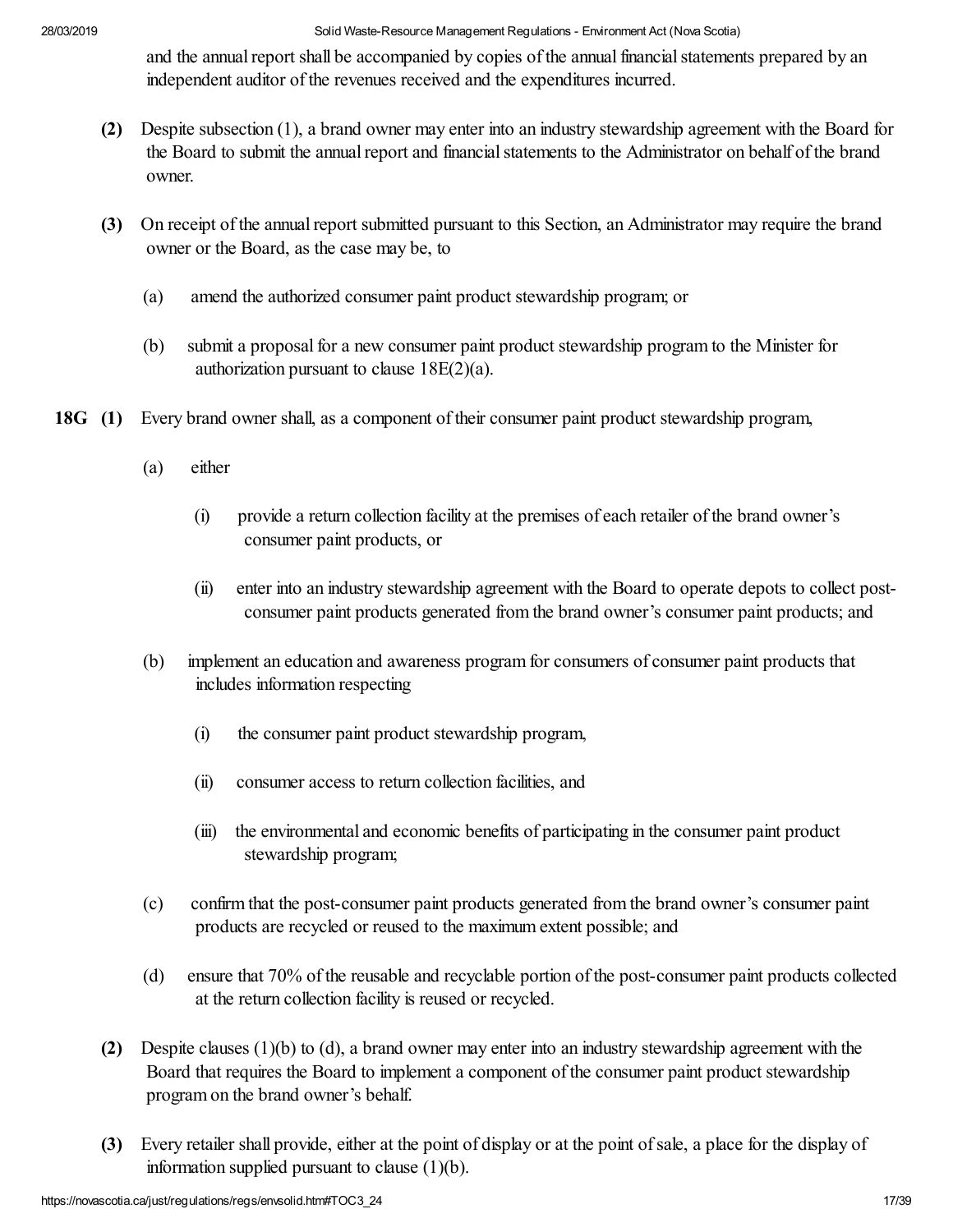and the annual report shall be accompanied by copies of the annual financial statements prepared by an independent auditor of the revenues received and the expenditures incurred.

**(2)** Despite subsection (1), a brand owner may enter into an industry stewardship agreement with the Board for the Board to submit the annual report and financial statements to the Administrator on behalf of the brand owner.

**(3)** On receipt of the annual report submitted pursuant to this Section, an Administrator may require the brand owner or the Board, as the case may be, to

(a) amend the authorized consumer paint product stewardship program; or

(b) submit a proposal for a new consumer paint product stewardship program to the Minister for authorization pursuant to clause 18E(2)(a).

**18G (1)** Every brand owner shall, as a component of their consumer paint product stewardship program,

(a) either

(i) provide a return collection facility at the premises of each retailer of the brand owner's consumer paint products, or

(ii) enter into an industry stewardship agreement with the Board to operate depots to collect post-consumer paint products generated from the brand owner's consumer paint products; and

(b) implement an education and awareness program for consumers of consumer paint products that includes information respecting

(i) the consumer paint product stewardship program,

(ii) consumer access to return collection facilities, and

(iii) the environmental and economic benefits of participating in the consumer paint product stewardship program;

(c) confirm that the post-consumer paint products generated from the brand owner's consumer paint products are recycled or reused to the maximum extent possible; and

(d) ensure that 70% of the reusable and recyclable portion of the post-consumer paint products collected at the return collection facility is reused or recycled.

**(2)** Despite clauses (1)(b) to (d), a brand owner may enter into an industry stewardship agreement with the Board that requires the Board to implement a component of the consumer paint product stewardship program on the brand owner's behalf.

**(3)** Every retailer shall provide, either at the point of display or at the point of sale, a place for the display of information supplied pursuant to clause (1)(b).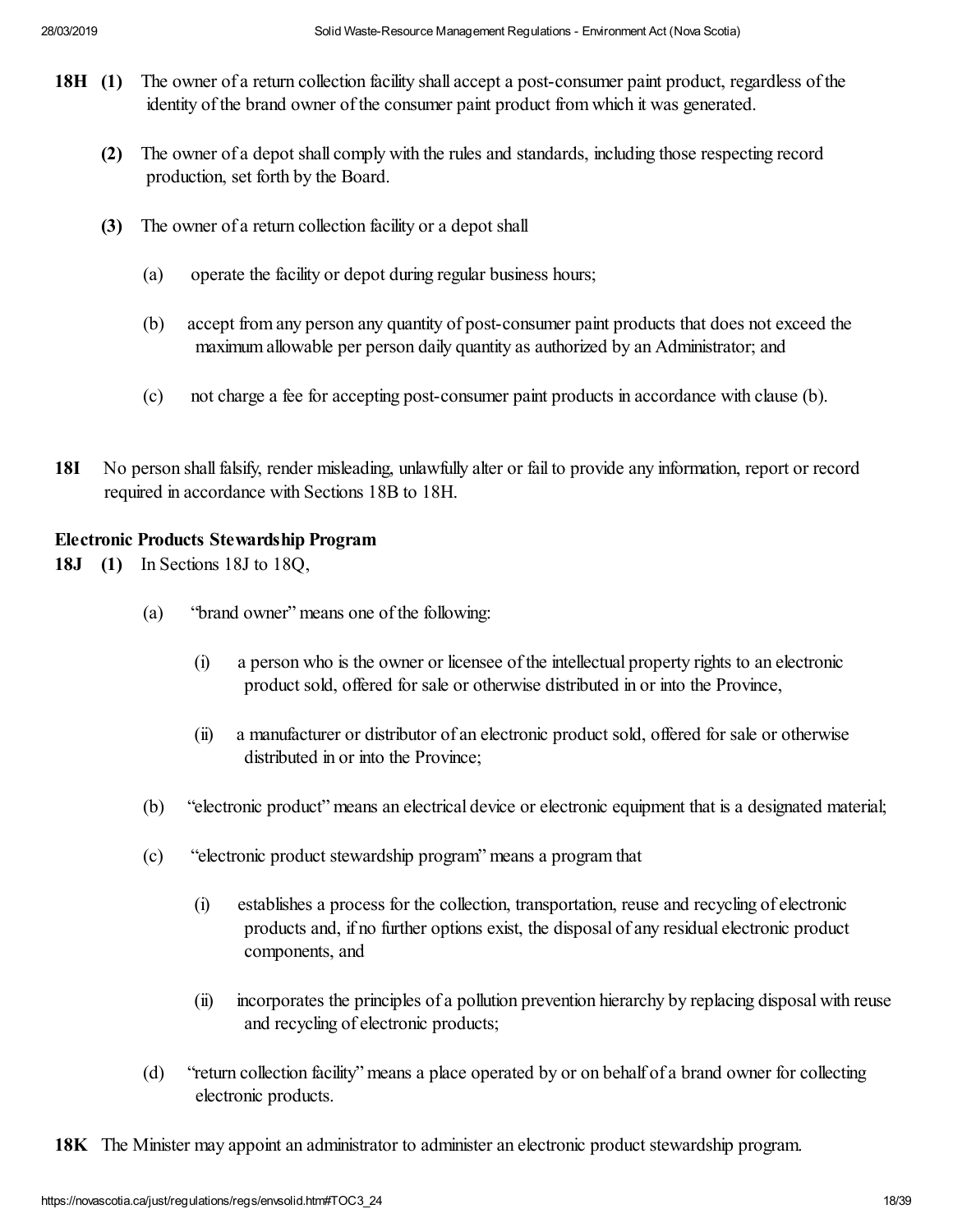**18H (1)** The owner of a return collection facility shall accept a post-consumer paint product, regardless of the identity of the brand owner of the consumer paint product from which it was generated.

**(2)** The owner of a depot shall comply with the rules and standards, including those respecting record production, set forth by the Board.

**(3)** The owner of a return collection facility or a depot shall

(a) operate the facility or depot during regular business hours;

(b) accept from any person any quantity of post-consumer paint products that does not exceed the maximum allowable per person daily quantity as authorized by an Administrator; and

(c) not charge a fee for accepting post-consumer paint products in accordance with clause (b).

**18I** No person shall falsify, render misleading, unlawfully alter or fail to provide any information, report or record required in accordance with Sections 18B to 18H.

**Electronic Products Stewardship Program**

**18J (1)** In Sections 18J to 18Q,

(a) "brand owner" means one of the following:

(i) a person who is the owner or licensee of the intellectual property rights to an electronic product sold, offered for sale or otherwise distributed in or into the Province,

(ii) a manufacturer or distributor of an electronic product sold, offered for sale or otherwise distributed in or into the Province;

(b) "electronic product" means an electrical device or electronic equipment that is a designated material;

(c) "electronic product stewardship program" means a program that

(i) establishes a process for the collection, transportation, reuse and recycling of electronic products and, if no further options exist, the disposal of any residual electronic product components, and

(ii) incorporates the principles of a pollution prevention hierarchy by replacing disposal with reuse and recycling of electronic products;

(d) "return collection facility" means a place operated by or on behalf of a brand owner for collecting electronic products.

**18K** The Minister may appoint an administrator to administer an electronic product stewardship program.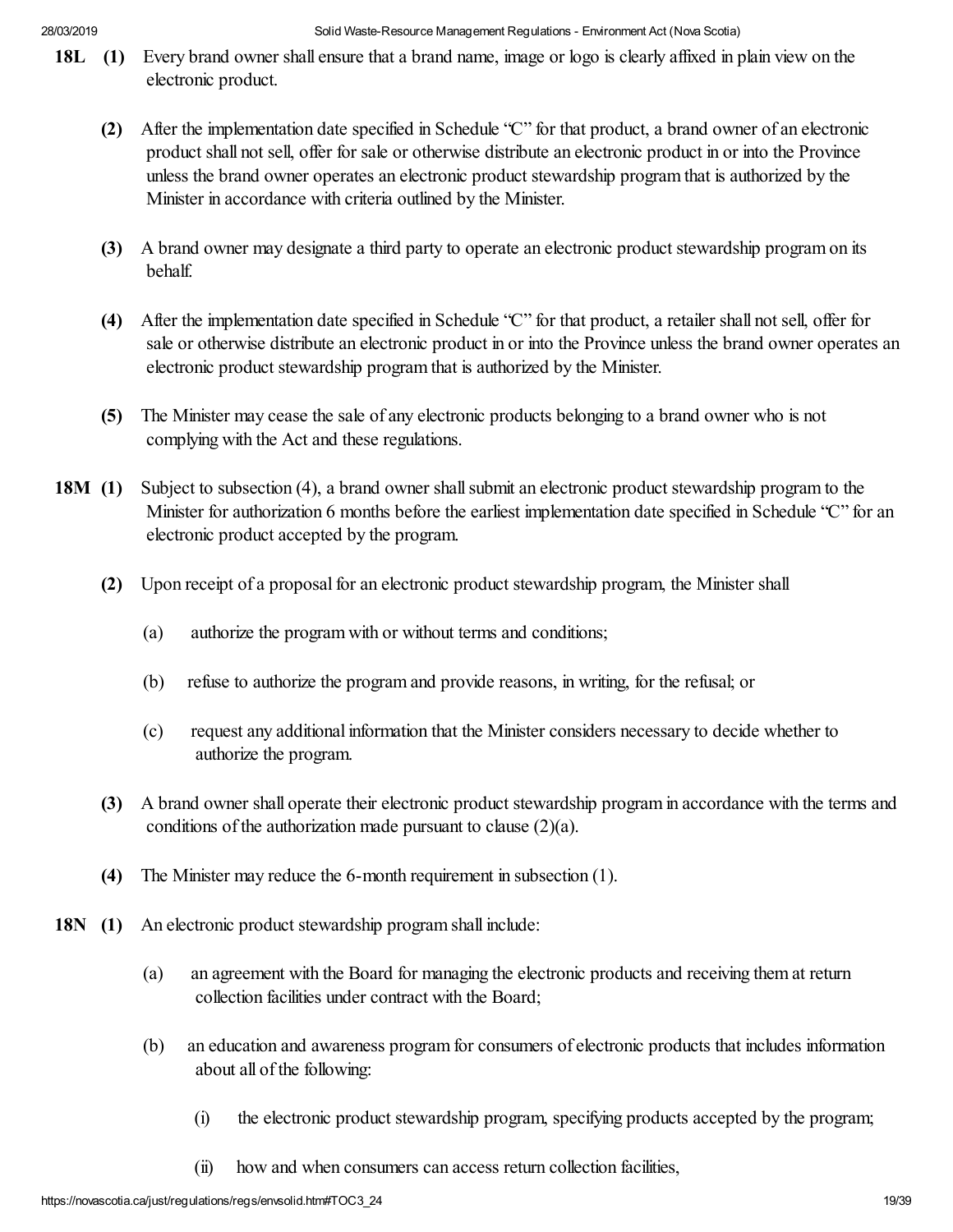**18L (1)** Every brand owner shall ensure that a brand name, image or logo is clearly affixed in plain view on the electronic product.

**(2)** After the implementation date specified in Schedule "C" for that product, a brand owner of an electronic product shall not sell, offer for sale or otherwise distribute an electronic product in or into the Province unless the brand owner operates an electronic product stewardship program that is authorized by the Minister in accordance with criteria outlined by the Minister.

**(3)** A brand owner may designate a third party to operate an electronic product stewardship program on its behalf.

**(4)** After the implementation date specified in Schedule "C" for that product, a retailer shall not sell, offer for sale or otherwise distribute an electronic product in or into the Province unless the brand owner operates an electronic product stewardship program that is authorized by the Minister.

**(5)** The Minister may cease the sale of any electronic products belonging to a brand owner who is not complying with the Act and these regulations.

**18M (1)** Subject to subsection (4), a brand owner shall submit an electronic product stewardship program to the Minister for authorization 6 months before the earliest implementation date specified in Schedule "C" for an electronic product accepted by the program.

**(2)** Upon receipt of a proposal for an electronic product stewardship program, the Minister shall

(a) authorize the program with or without terms and conditions;

(b) refuse to authorize the program and provide reasons, in writing, for the refusal; or

(c) request any additional information that the Minister considers necessary to decide whether to authorize the program.

**(3)** A brand owner shall operate their electronic product stewardship program in accordance with the terms and conditions of the authorization made pursuant to clause (2)(a).

**(4)** The Minister may reduce the 6-month requirement in subsection (1).

**18N (1)** An electronic product stewardship program shall include:

(a) an agreement with the Board for managing the electronic products and receiving them at return collection facilities under contract with the Board;

(b) an education and awareness program for consumers of electronic products that includes information about all of the following:

(i) the electronic product stewardship program, specifying products accepted by the program;

(ii) how and when consumers can access return collection facilities,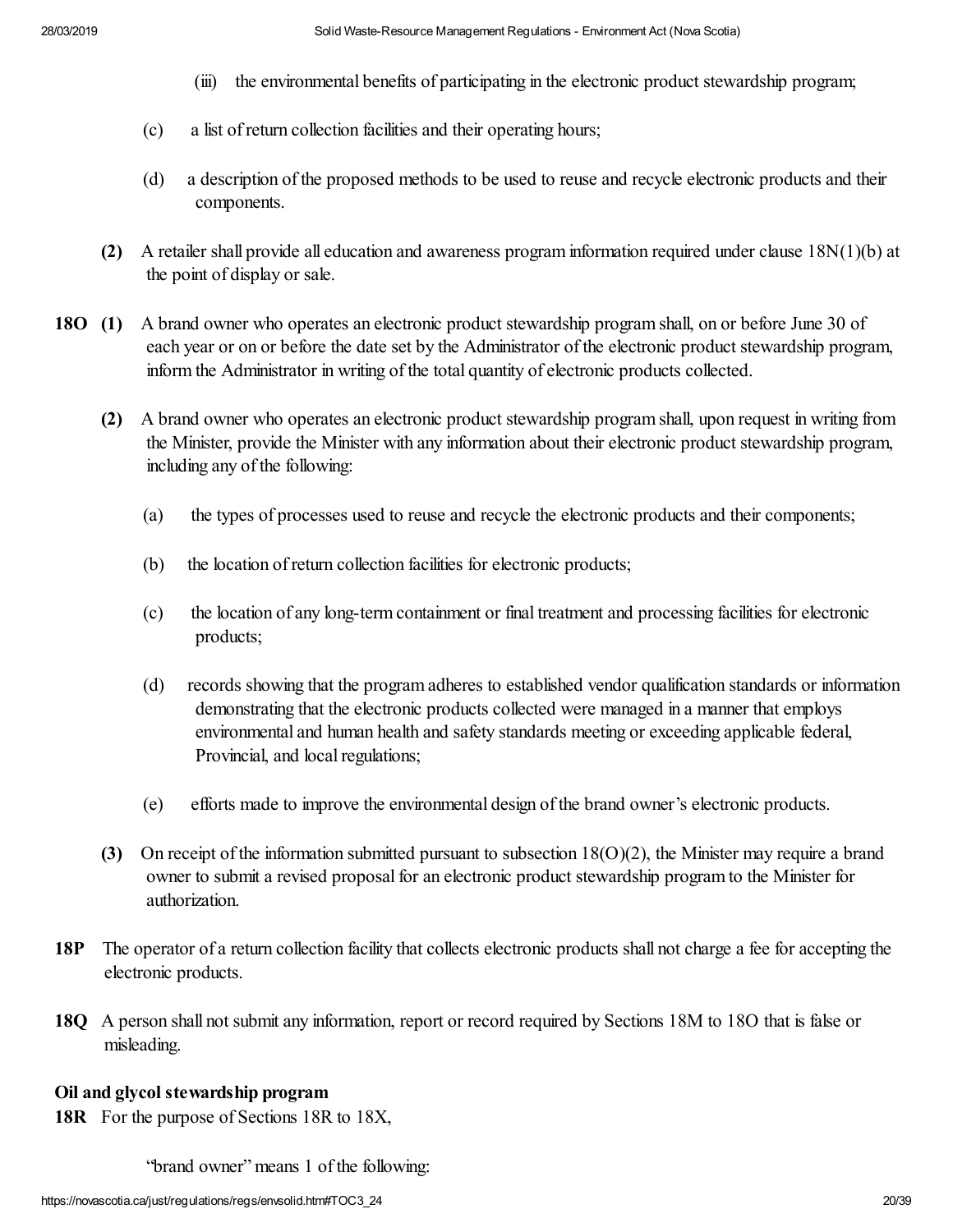(iii) the environmental benefits of participating in the electronic product stewardship program;

(c) a list of return collection facilities and their operating hours;

(d) a description of the proposed methods to be used to reuse and recycle electronic products and their components.

**(2)** A retailer shall provide all education and awareness program information required under clause 18N(1)(b) at the point of display or sale.

**18O (1)** A brand owner who operates an electronic product stewardship program shall, on or before June 30 of each year or on or before the date set by the Administrator of the electronic product stewardship program, inform the Administrator in writing of the total quantity of electronic products collected.

**(2)** A brand owner who operates an electronic product stewardship program shall, upon request in writing from the Minister, provide the Minister with any information about their electronic product stewardship program, including any of the following:

(a) the types of processes used to reuse and recycle the electronic products and their components;

(b) the location of return collection facilities for electronic products;

(c) the location of any long-term containment or final treatment and processing facilities for electronic products;

(d) records showing that the program adheres to established vendor qualification standards or information demonstrating that the electronic products collected were managed in a manner that employs environmental and human health and safety standards meeting or exceeding applicable federal, Provincial, and local regulations;

(e) efforts made to improve the environmental design of the brand owner's electronic products.

**(3)** On receipt of the information submitted pursuant to subsection 18(O)(2), the Minister may require a brand owner to submit a revised proposal for an electronic product stewardship program to the Minister for authorization.

**18P** The operator of a return collection facility that collects electronic products shall not charge a fee for accepting the electronic products.

**18Q** A person shall not submit any information, report or record required by Sections 18M to 18O that is false or misleading.

**Oil and glycol stewardship program**

**18R** For the purpose of Sections 18R to 18X,

"brand owner" means 1 of the following: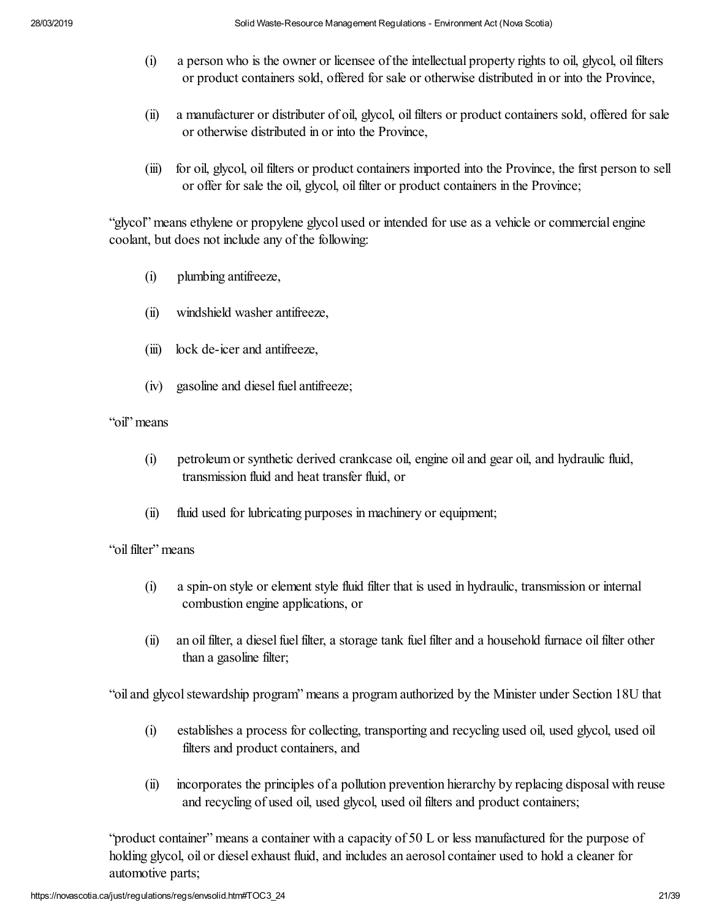(i) a person who is the owner or licensee of the intellectual property rights to oil, glycol, oil filters or product containers sold, offered for sale or otherwise distributed in or into the Province,

(ii) a manufacturer or distributer of oil, glycol, oil filters or product containers sold, offered for sale or otherwise distributed in or into the Province,

(iii) for oil, glycol, oil filters or product containers imported into the Province, the first person to sell or offer for sale the oil, glycol, oil filter or product containers in the Province;

"glycol" means ethylene or propylene glycol used or intended for use as a vehicle or commercial engine coolant, but does not include any of the following:

(i) plumbing antifreeze,

(ii) windshield washer antifreeze,

(iii) lock de-icer and antifreeze,

(iv) gasoline and diesel fuel antifreeze;

"oil" means

(i) petroleum or synthetic derived crankcase oil, engine oil and gear oil, and hydraulic fluid, transmission fluid and heat transfer fluid, or

(ii) fluid used for lubricating purposes in machinery or equipment;

"oil filter" means

(i) a spin-on style or element style fluid filter that is used in hydraulic, transmission or internal combustion engine applications, or

(ii) an oil filter, a diesel fuel filter, a storage tank fuel filter and a household furnace oil filter other than a gasoline filter;

"oil and glycol stewardship program" means a program authorized by the Minister under Section 18U that

(i) establishes a process for collecting, transporting and recycling used oil, used glycol, used oil filters and product containers, and

(ii) incorporates the principles of a pollution prevention hierarchy by replacing disposal with reuse and recycling of used oil, used glycol, used oil filters and product containers;

"product container" means a container with a capacity of 50 L or less manufactured for the purpose of holding glycol, oil or diesel exhaust fluid, and includes an aerosol container used to hold a cleaner for automotive parts;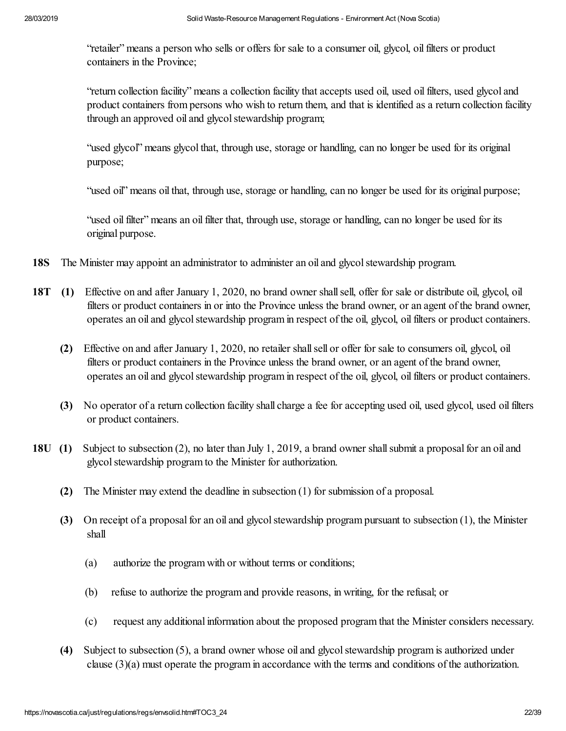"retailer" means a person who sells or offers for sale to a consumer oil, glycol, oil filters or product containers in the Province;

"return collection facility" means a collection facility that accepts used oil, used oil filters, used glycol and product containers from persons who wish to return them, and that is identified as a return collection facility through an approved oil and glycol stewardship program;

"used glycol" means glycol that, through use, storage or handling, can no longer be used for its original purpose;

"used oil" means oil that, through use, storage or handling, can no longer be used for its original purpose;

"used oil filter" means an oil filter that, through use, storage or handling, can no longer be used for its original purpose.

**18S** The Minister may appoint an administrator to administer an oil and glycol stewardship program.

**18T** **(1)** Effective on and after January 1, 2020, no brand owner shall sell, offer for sale or distribute oil, glycol, oil filters or product containers in or into the Province unless the brand owner, or an agent of the brand owner, operates an oil and glycol stewardship program in respect of the oil, glycol, oil filters or product containers.

**(2)** Effective on and after January 1, 2020, no retailer shall sell or offer for sale to consumers oil, glycol, oil filters or product containers in the Province unless the brand owner, or an agent of the brand owner, operates an oil and glycol stewardship program in respect of the oil, glycol, oil filters or product containers.

**(3)** No operator of a return collection facility shall charge a fee for accepting used oil, used glycol, used oil filters or product containers.

**18U** **(1)** Subject to subsection (2), no later than July 1, 2019, a brand owner shall submit a proposal for an oil and glycol stewardship program to the Minister for authorization.

**(2)** The Minister may extend the deadline in subsection (1) for submission of a proposal.

**(3)** On receipt of a proposal for an oil and glycol stewardship program pursuant to subsection (1), the Minister shall

(a) authorize the program with or without terms or conditions;

(b) refuse to authorize the program and provide reasons, in writing, for the refusal; or

(c) request any additional information about the proposed program that the Minister considers necessary.

**(4)** Subject to subsection (5), a brand owner whose oil and glycol stewardship program is authorized under clause (3)(a) must operate the program in accordance with the terms and conditions of the authorization.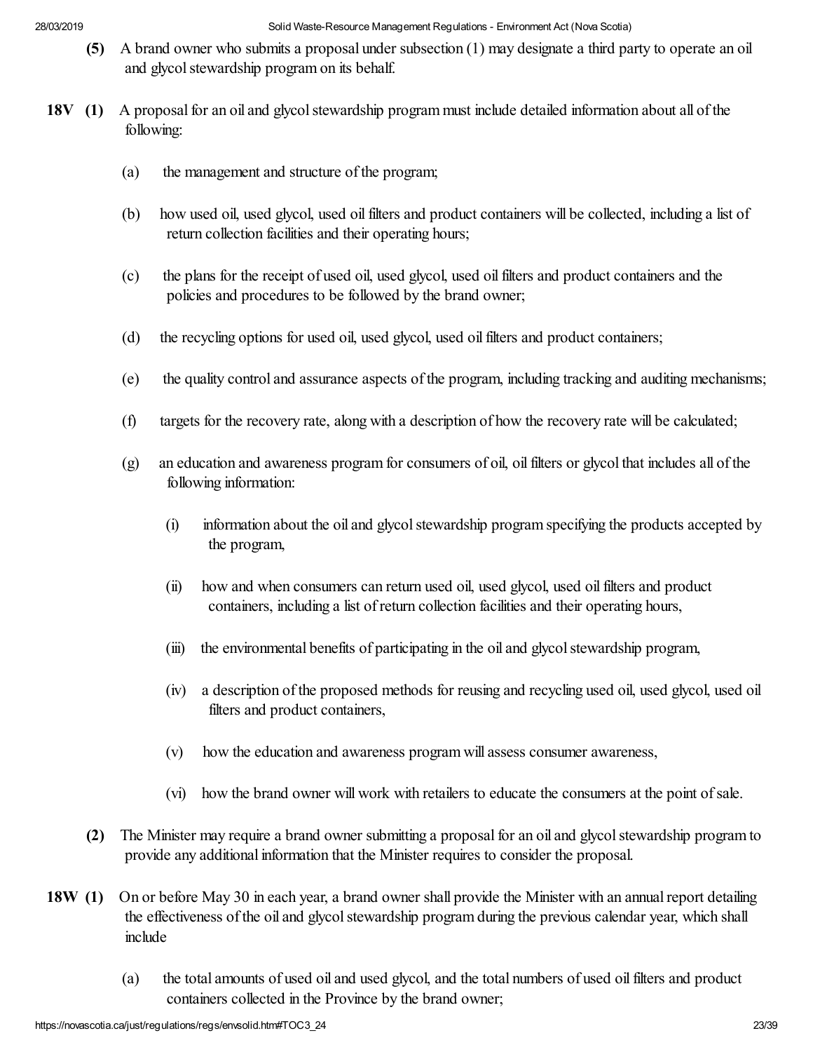**(5)** A brand owner who submits a proposal under subsection (1) may designate a third party to operate an oil and glycol stewardship program on its behalf.

**18V** **(1)** A proposal for an oil and glycol stewardship program must include detailed information about all of the following:

(a) the management and structure of the program;

(b) how used oil, used glycol, used oil filters and product containers will be collected, including a list of return collection facilities and their operating hours;

(c) the plans for the receipt of used oil, used glycol, used oil filters and product containers and the policies and procedures to be followed by the brand owner;

(d) the recycling options for used oil, used glycol, used oil filters and product containers;

(e) the quality control and assurance aspects of the program, including tracking and auditing mechanisms;

(f) targets for the recovery rate, along with a description of how the recovery rate will be calculated;

(g) an education and awareness program for consumers of oil, oil filters or glycol that includes all of the following information:

(i) information about the oil and glycol stewardship program specifying the products accepted by the program,

(ii) how and when consumers can return used oil, used glycol, used oil filters and product containers, including a list of return collection facilities and their operating hours,

(iii) the environmental benefits of participating in the oil and glycol stewardship program,

(iv) a description of the proposed methods for reusing and recycling used oil, used glycol, used oil filters and product containers,

(v) how the education and awareness program will assess consumer awareness,

(vi) how the brand owner will work with retailers to educate the consumers at the point of sale.

**(2)** The Minister may require a brand owner submitting a proposal for an oil and glycol stewardship program to provide any additional information that the Minister requires to consider the proposal.

**18W** **(1)** On or before May 30 in each year, a brand owner shall provide the Minister with an annual report detailing the effectiveness of the oil and glycol stewardship program during the previous calendar year, which shall include

(a) the total amounts of used oil and used glycol, and the total numbers of used oil filters and product containers collected in the Province by the brand owner;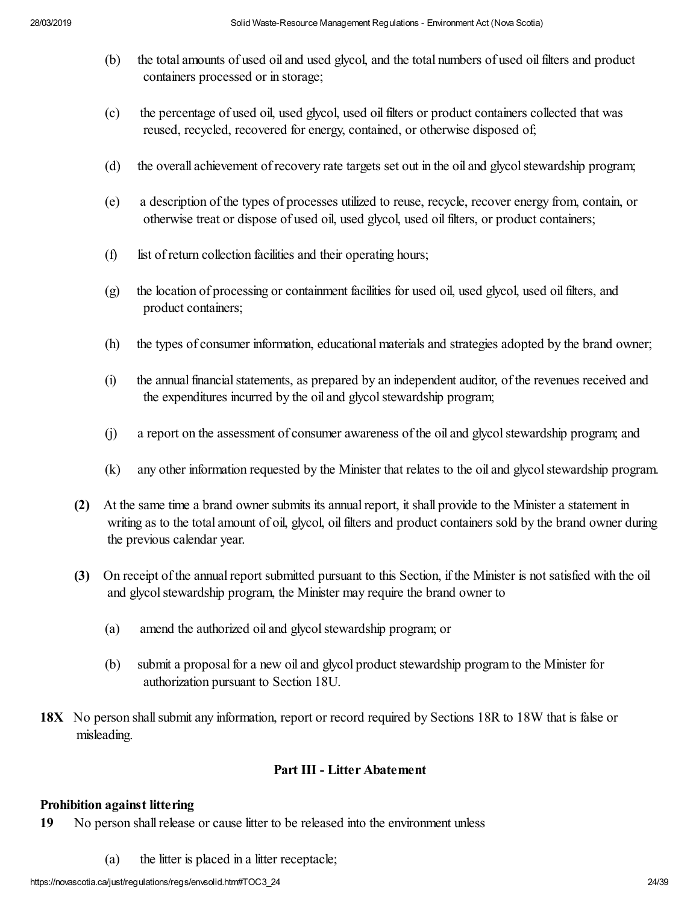(b) the total amounts of used oil and used glycol, and the total numbers of used oil filters and product containers processed or in storage;

(c) the percentage of used oil, used glycol, used oil filters or product containers collected that was reused, recycled, recovered for energy, contained, or otherwise disposed of;

(d) the overall achievement of recovery rate targets set out in the oil and glycol stewardship program;

(e) a description of the types of processes utilized to reuse, recycle, recover energy from, contain, or otherwise treat or dispose of used oil, used glycol, used oil filters, or product containers;

(f) list of return collection facilities and their operating hours;

(g) the location of processing or containment facilities for used oil, used glycol, used oil filters, and product containers;

(h) the types of consumer information, educational materials and strategies adopted by the brand owner;

(i) the annual financial statements, as prepared by an independent auditor, of the revenues received and the expenditures incurred by the oil and glycol stewardship program;

(j) a report on the assessment of consumer awareness of the oil and glycol stewardship program; and

(k) any other information requested by the Minister that relates to the oil and glycol stewardship program.

**(2)** At the same time a brand owner submits its annual report, it shall provide to the Minister a statement in writing as to the total amount of oil, glycol, oil filters and product containers sold by the brand owner during the previous calendar year.

**(3)** On receipt of the annual report submitted pursuant to this Section, if the Minister is not satisfied with the oil and glycol stewardship program, the Minister may require the brand owner to

(a) amend the authorized oil and glycol stewardship program; or

(b) submit a proposal for a new oil and glycol product stewardship program to the Minister for authorization pursuant to Section 18U.

**18X** No person shall submit any information, report or record required by Sections 18R to 18W that is false or misleading.

## Part III - Litter Abatement

**Prohibition against littering**

**19** No person shall release or cause litter to be released into the environment unless

(a) the litter is placed in a litter receptacle;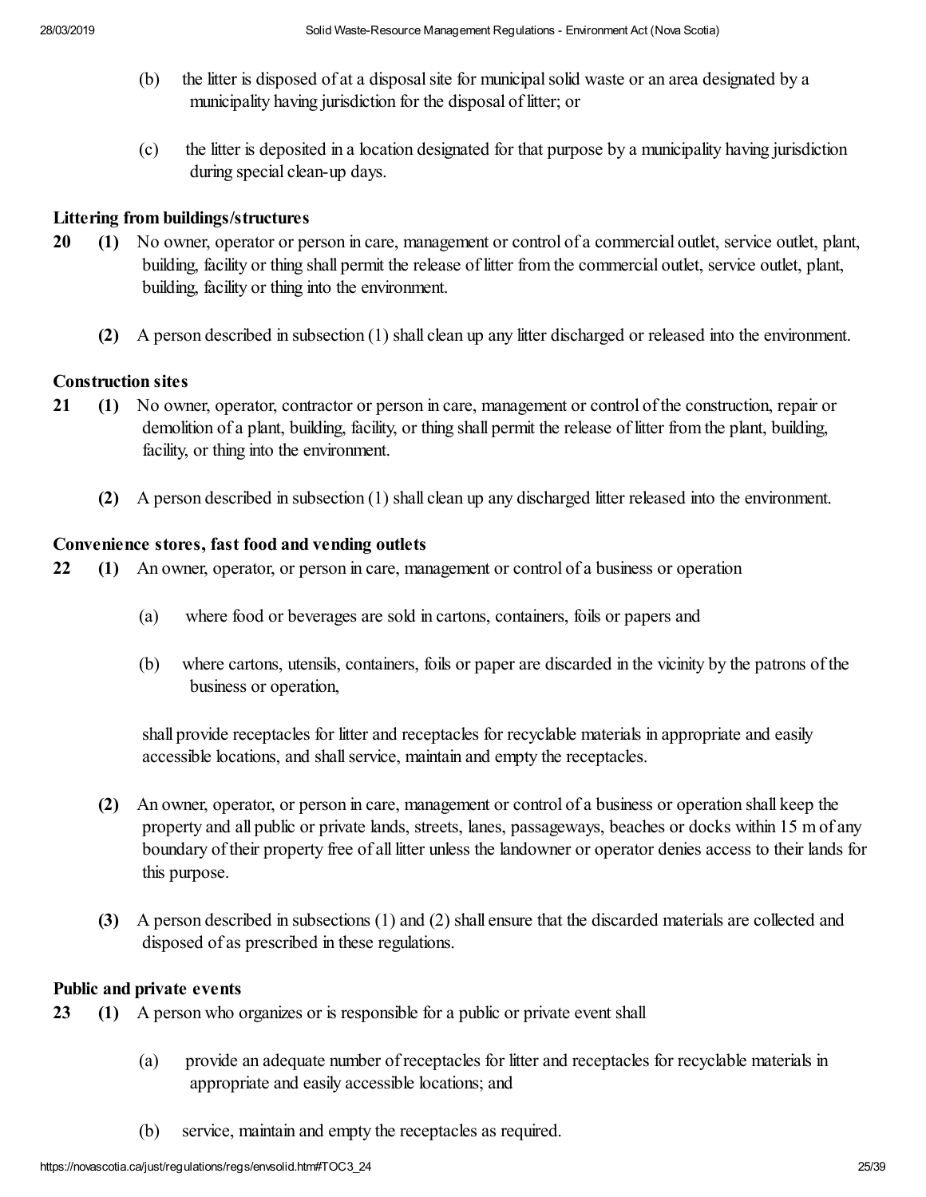(b) the litter is disposed of at a disposal site for municipal solid waste or an area designated by a municipality having jurisdiction for the disposal of litter; or

(c) the litter is deposited in a location designated for that purpose by a municipality having jurisdiction during special clean-up days.

**Littering from buildings/structures**

**20** **(1)** No owner, operator or person in care, management or control of a commercial outlet, service outlet, plant, building, facility or thing shall permit the release of litter from the commercial outlet, service outlet, plant, building, facility or thing into the environment.

**(2)** A person described in subsection (1) shall clean up any litter discharged or released into the environment.

**Construction sites**

**21** **(1)** No owner, operator, contractor or person in care, management or control of the construction, repair or demolition of a plant, building, facility, or thing shall permit the release of litter from the plant, building, facility, or thing into the environment.

**(2)** A person described in subsection (1) shall clean up any discharged litter released into the environment.

**Convenience stores, fast food and vending outlets**

**22** **(1)** An owner, operator, or person in care, management or control of a business or operation

(a) where food or beverages are sold in cartons, containers, foils or papers and

(b) where cartons, utensils, containers, foils or paper are discarded in the vicinity by the patrons of the business or operation,

shall provide receptacles for litter and receptacles for recyclable materials in appropriate and easily accessible locations, and shall service, maintain and empty the receptacles.

**(2)** An owner, operator, or person in care, management or control of a business or operation shall keep the property and all public or private lands, streets, lanes, passageways, beaches or docks within 15 m of any boundary of their property free of all litter unless the landowner or operator denies access to their lands for this purpose.

**(3)** A person described in subsections (1) and (2) shall ensure that the discarded materials are collected and disposed of as prescribed in these regulations.

**Public and private events**

**23** **(1)** A person who organizes or is responsible for a public or private event shall

(a) provide an adequate number of receptacles for litter and receptacles for recyclable materials in appropriate and easily accessible locations; and

(b) service, maintain and empty the receptacles as required.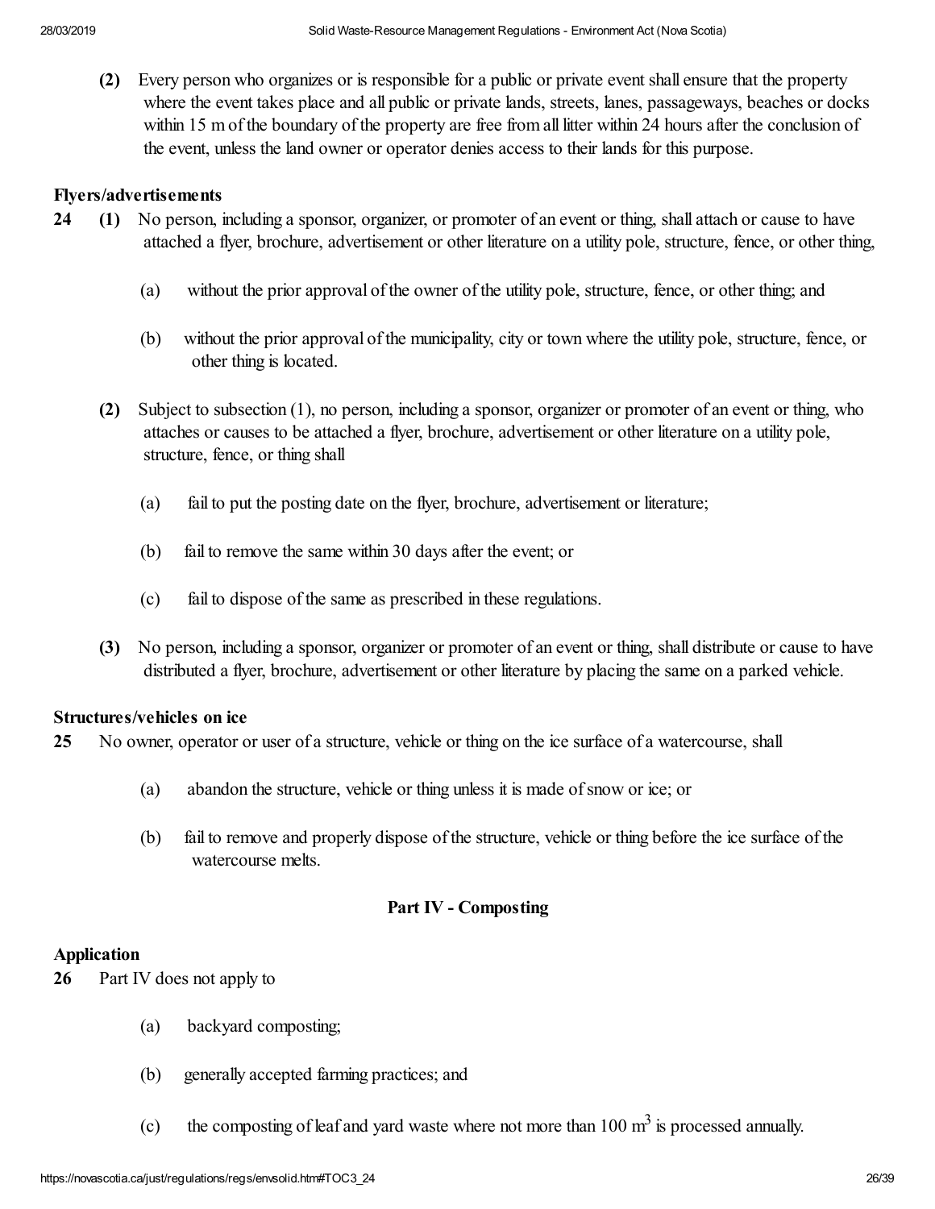**(2)** Every person who organizes or is responsible for a public or private event shall ensure that the property where the event takes place and all public or private lands, streets, lanes, passageways, beaches or docks within 15 m of the boundary of the property are free from all litter within 24 hours after the conclusion of the event, unless the land owner or operator denies access to their lands for this purpose.

### Flyers/advertisements

**24** **(1)** No person, including a sponsor, organizer, or promoter of an event or thing, shall attach or cause to have attached a flyer, brochure, advertisement or other literature on a utility pole, structure, fence, or other thing,

(a) without the prior approval of the owner of the utility pole, structure, fence, or other thing; and

(b) without the prior approval of the municipality, city or town where the utility pole, structure, fence, or other thing is located.

**(2)** Subject to subsection (1), no person, including a sponsor, organizer or promoter of an event or thing, who attaches or causes to be attached a flyer, brochure, advertisement or other literature on a utility pole, structure, fence, or thing shall

(a) fail to put the posting date on the flyer, brochure, advertisement or literature;

(b) fail to remove the same within 30 days after the event; or

(c) fail to dispose of the same as prescribed in these regulations.

**(3)** No person, including a sponsor, organizer or promoter of an event or thing, shall distribute or cause to have distributed a flyer, brochure, advertisement or other literature by placing the same on a parked vehicle.

### Structures/vehicles on ice

**25** No owner, operator or user of a structure, vehicle or thing on the ice surface of a watercourse, shall

(a) abandon the structure, vehicle or thing unless it is made of snow or ice; or

(b) fail to remove and properly dispose of the structure, vehicle or thing before the ice surface of the watercourse melts.

## Part IV - Composting

### Application

**26** Part IV does not apply to

(a) backyard composting;

(b) generally accepted farming practices; and

(c) the composting of leaf and yard waste where not more than 100 $m^3$ is processed annually.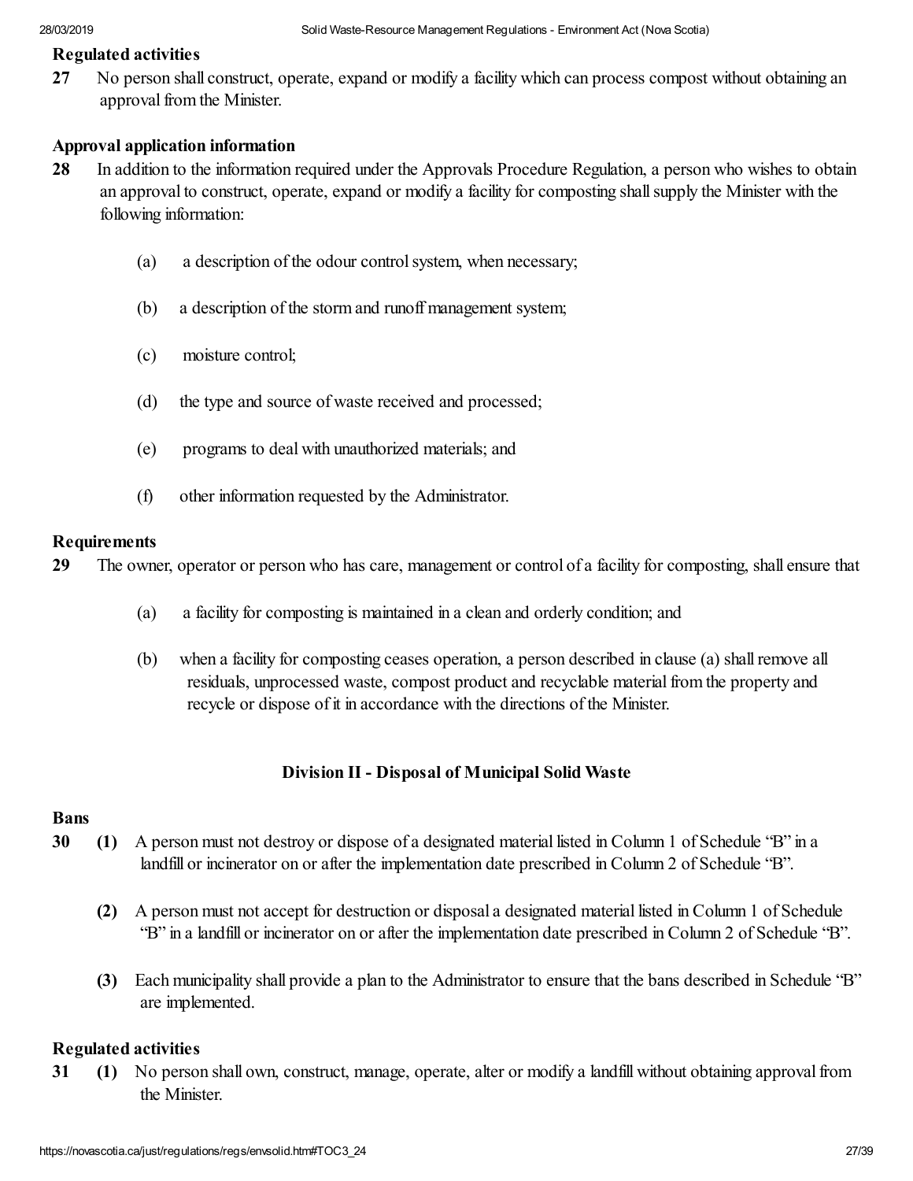**Regulated activities**

**27** No person shall construct, operate, expand or modify a facility which can process compost without obtaining an approval from the Minister.

**Approval application information**

**28** In addition to the information required under the Approvals Procedure Regulation, a person who wishes to obtain an approval to construct, operate, expand or modify a facility for composting shall supply the Minister with the following information:

(a) a description of the odour control system, when necessary;

(b) a description of the storm and runoff management system;

(c) moisture control;

(d) the type and source of waste received and processed;

(e) programs to deal with unauthorized materials; and

(f) other information requested by the Administrator.

**Requirements**

**29** The owner, operator or person who has care, management or control of a facility for composting, shall ensure that

(a) a facility for composting is maintained in a clean and orderly condition; and

(b) when a facility for composting ceases operation, a person described in clause (a) shall remove all residuals, unprocessed waste, compost product and recyclable material from the property and recycle or dispose of it in accordance with the directions of the Minister.

## Division II - Disposal of Municipal Solid Waste

**Bans**

**30** **(1)** A person must not destroy or dispose of a designated material listed in Column 1 of Schedule "B" in a landfill or incinerator on or after the implementation date prescribed in Column 2 of Schedule "B".

**(2)** A person must not accept for destruction or disposal a designated material listed in Column 1 of Schedule "B" in a landfill or incinerator on or after the implementation date prescribed in Column 2 of Schedule "B".

**(3)** Each municipality shall provide a plan to the Administrator to ensure that the bans described in Schedule "B" are implemented.

**Regulated activities**

**31** **(1)** No person shall own, construct, manage, operate, alter or modify a landfill without obtaining approval from the Minister.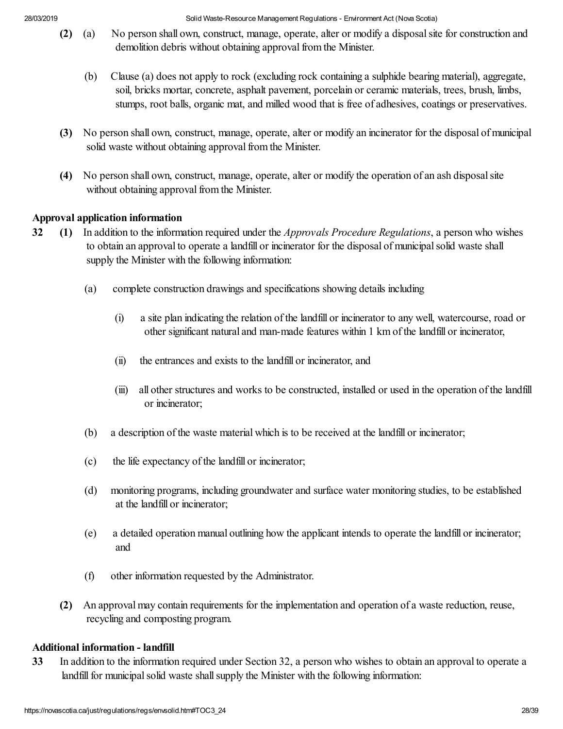**(2)** (a) No person shall own, construct, manage, operate, alter or modify a disposal site for construction and demolition debris without obtaining approval from the Minister.

(b) Clause (a) does not apply to rock (excluding rock containing a sulphide bearing material), aggregate, soil, bricks mortar, concrete, asphalt pavement, porcelain or ceramic materials, trees, brush, limbs, stumps, root balls, organic mat, and milled wood that is free of adhesives, coatings or preservatives.

**(3)** No person shall own, construct, manage, operate, alter or modify an incinerator for the disposal of municipal solid waste without obtaining approval from the Minister.

**(4)** No person shall own, construct, manage, operate, alter or modify the operation of an ash disposal site without obtaining approval from the Minister.

**Approval application information**

**32** **(1)** In addition to the information required under the *Approvals Procedure Regulations*, a person who wishes to obtain an approval to operate a landfill or incinerator for the disposal of municipal solid waste shall supply the Minister with the following information:

(a) complete construction drawings and specifications showing details including

(i) a site plan indicating the relation of the landfill or incinerator to any well, watercourse, road or other significant natural and man-made features within 1 km of the landfill or incinerator,

(ii) the entrances and exists to the landfill or incinerator, and

(iii) all other structures and works to be constructed, installed or used in the operation of the landfill or incinerator;

(b) a description of the waste material which is to be received at the landfill or incinerator;

(c) the life expectancy of the landfill or incinerator;

(d) monitoring programs, including groundwater and surface water monitoring studies, to be established at the landfill or incinerator;

(e) a detailed operation manual outlining how the applicant intends to operate the landfill or incinerator; and

(f) other information requested by the Administrator.

**(2)** An approval may contain requirements for the implementation and operation of a waste reduction, reuse, recycling and composting program.

**Additional information - landfill**

**33** In addition to the information required under Section 32, a person who wishes to obtain an approval to operate a landfill for municipal solid waste shall supply the Minister with the following information: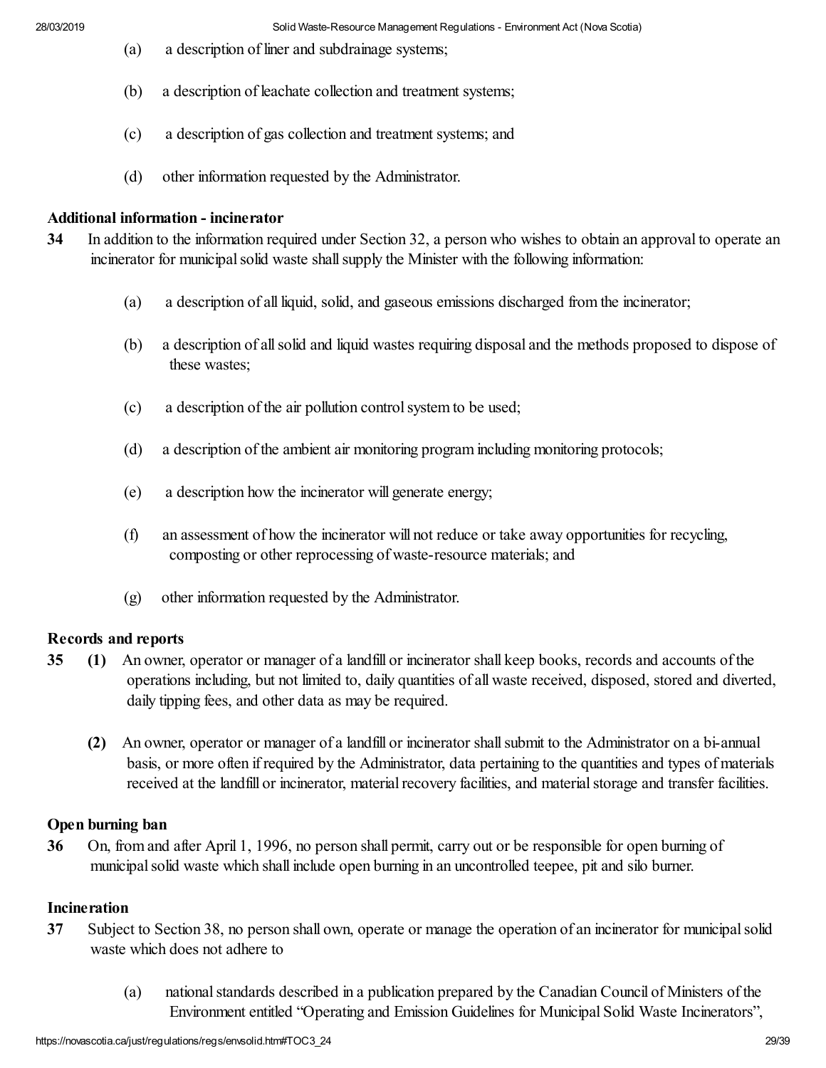(a) a description of liner and subdrainage systems;

(b) a description of leachate collection and treatment systems;

(c) a description of gas collection and treatment systems; and

(d) other information requested by the Administrator.

**Additional information - incinerator**

**34** In addition to the information required under Section 32, a person who wishes to obtain an approval to operate an incinerator for municipal solid waste shall supply the Minister with the following information:

(a) a description of all liquid, solid, and gaseous emissions discharged from the incinerator;

(b) a description of all solid and liquid wastes requiring disposal and the methods proposed to dispose of these wastes;

(c) a description of the air pollution control system to be used;

(d) a description of the ambient air monitoring program including monitoring protocols;

(e) a description how the incinerator will generate energy;

(f) an assessment of how the incinerator will not reduce or take away opportunities for recycling, composting or other reprocessing of waste-resource materials; and

(g) other information requested by the Administrator.

**Records and reports**

**35** **(1)** An owner, operator or manager of a landfill or incinerator shall keep books, records and accounts of the operations including, but not limited to, daily quantities of all waste received, disposed, stored and diverted, daily tipping fees, and other data as may be required.

**(2)** An owner, operator or manager of a landfill or incinerator shall submit to the Administrator on a bi-annual basis, or more often if required by the Administrator, data pertaining to the quantities and types of materials received at the landfill or incinerator, material recovery facilities, and material storage and transfer facilities.

**Open burning ban**

**36** On, from and after April 1, 1996, no person shall permit, carry out or be responsible for open burning of municipal solid waste which shall include open burning in an uncontrolled teepee, pit and silo burner.

**Incineration**

**37** Subject to Section 38, no person shall own, operate or manage the operation of an incinerator for municipal solid waste which does not adhere to

(a) national standards described in a publication prepared by the Canadian Council of Ministers of the Environment entitled “Operating and Emission Guidelines for Municipal Solid Waste Incinerators”,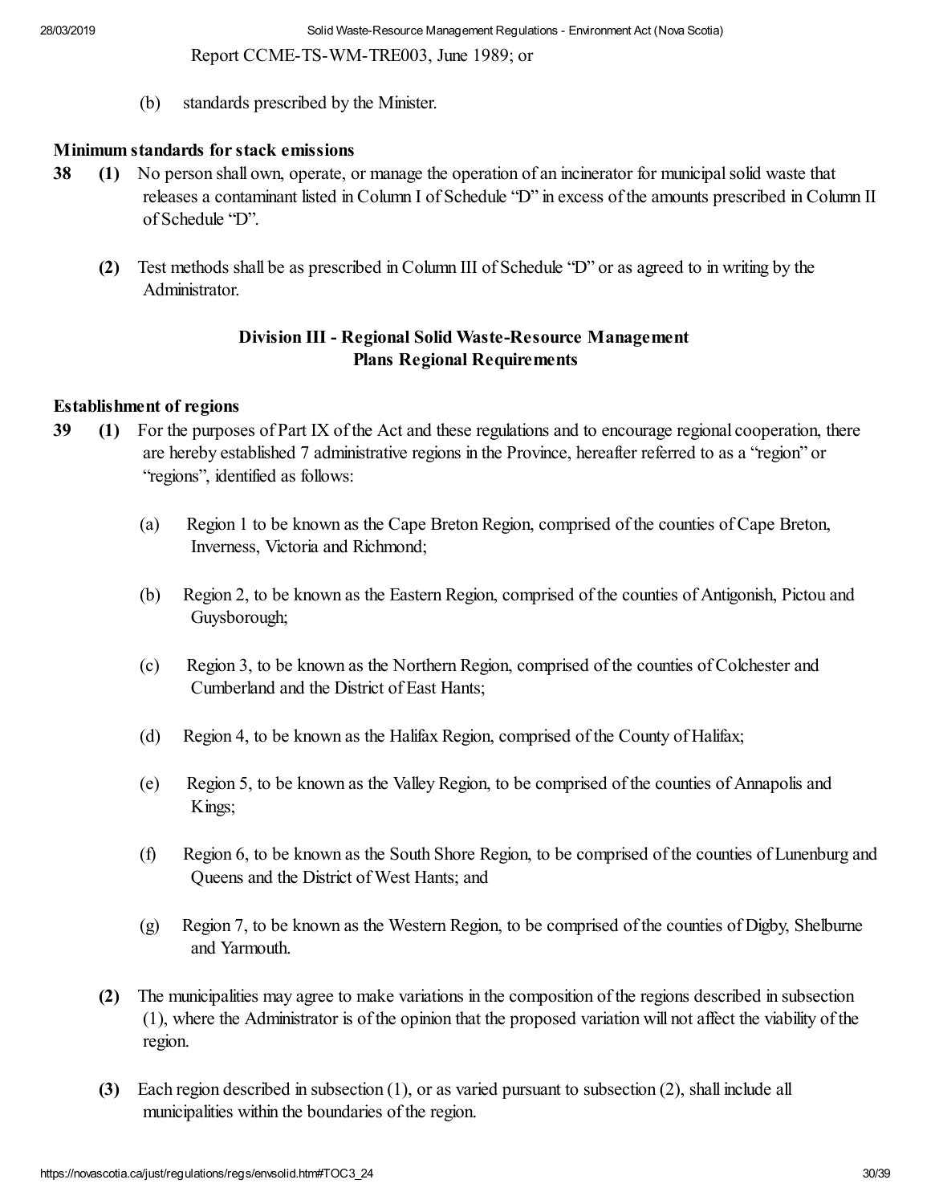Report CCME-TS-WM-TRE003, June 1989; or

(b) standards prescribed by the Minister.

**Minimum standards for stack emissions**

**38** **(1)** No person shall own, operate, or manage the operation of an incinerator for municipal solid waste that releases a contaminant listed in Column I of Schedule "D" in excess of the amounts prescribed in Column II of Schedule "D".

**(2)** Test methods shall be as prescribed in Column III of Schedule "D" or as agreed to in writing by the Administrator.

## Division III - Regional Solid Waste-Resource Management Plans Regional Requirements

**Establishment of regions**

**39** **(1)** For the purposes of Part IX of the Act and these regulations and to encourage regional cooperation, there are hereby established 7 administrative regions in the Province, hereafter referred to as a "region" or "regions", identified as follows:

(a) Region 1 to be known as the Cape Breton Region, comprised of the counties of Cape Breton, Inverness, Victoria and Richmond;

(b) Region 2, to be known as the Eastern Region, comprised of the counties of Antigonish, Pictou and Guysborough;

(c) Region 3, to be known as the Northern Region, comprised of the counties of Colchester and Cumberland and the District of East Hants;

(d) Region 4, to be known as the Halifax Region, comprised of the County of Halifax;

(e) Region 5, to be known as the Valley Region, to be comprised of the counties of Annapolis and Kings;

(f) Region 6, to be known as the South Shore Region, to be comprised of the counties of Lunenburg and Queens and the District of West Hants; and

(g) Region 7, to be known as the Western Region, to be comprised of the counties of Digby, Shelburne and Yarmouth.

**(2)** The municipalities may agree to make variations in the composition of the regions described in subsection (1), where the Administrator is of the opinion that the proposed variation will not affect the viability of the region.

**(3)** Each region described in subsection (1), or as varied pursuant to subsection (2), shall include all municipalities within the boundaries of the region.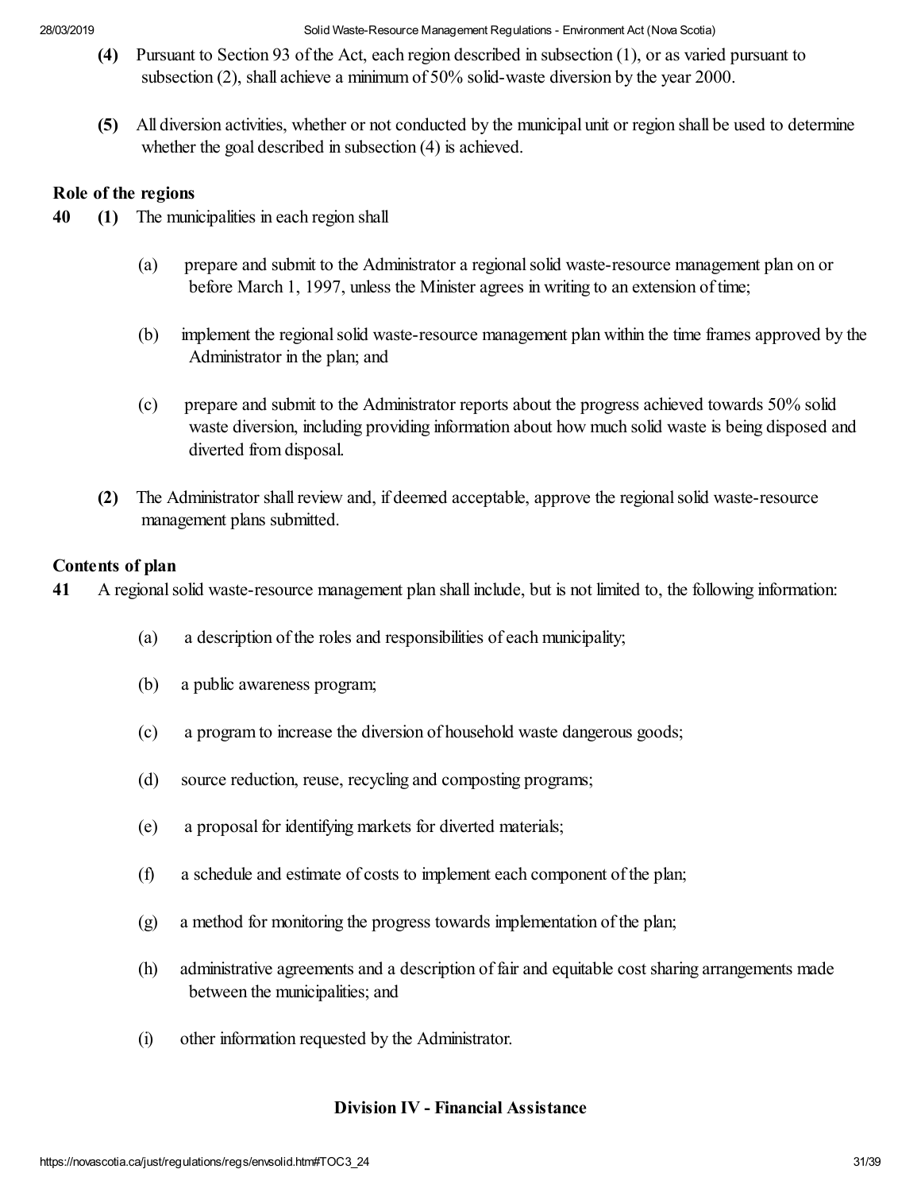**(4)** Pursuant to Section 93 of the Act, each region described in subsection (1), or as varied pursuant to subsection (2), shall achieve a minimum of 50% solid-waste diversion by the year 2000.

**(5)** All diversion activities, whether or not conducted by the municipal unit or region shall be used to determine whether the goal described in subsection (4) is achieved.

### Role of the regions

**40** **(1)** The municipalities in each region shall

(a) prepare and submit to the Administrator a regional solid waste-resource management plan on or before March 1, 1997, unless the Minister agrees in writing to an extension of time;

(b) implement the regional solid waste-resource management plan within the time frames approved by the Administrator in the plan; and

(c) prepare and submit to the Administrator reports about the progress achieved towards 50% solid waste diversion, including providing information about how much solid waste is being disposed and diverted from disposal.

**(2)** The Administrator shall review and, if deemed acceptable, approve the regional solid waste-resource management plans submitted.

### Contents of plan

**41** A regional solid waste-resource management plan shall include, but is not limited to, the following information:

(a) a description of the roles and responsibilities of each municipality;

(b) a public awareness program;

(c) a program to increase the diversion of household waste dangerous goods;

(d) source reduction, reuse, recycling and composting programs;

(e) a proposal for identifying markets for diverted materials;

(f) a schedule and estimate of costs to implement each component of the plan;

(g) a method for monitoring the progress towards implementation of the plan;

(h) administrative agreements and a description of fair and equitable cost sharing arrangements made between the municipalities; and

(i) other information requested by the Administrator.

## Division IV - Financial Assistance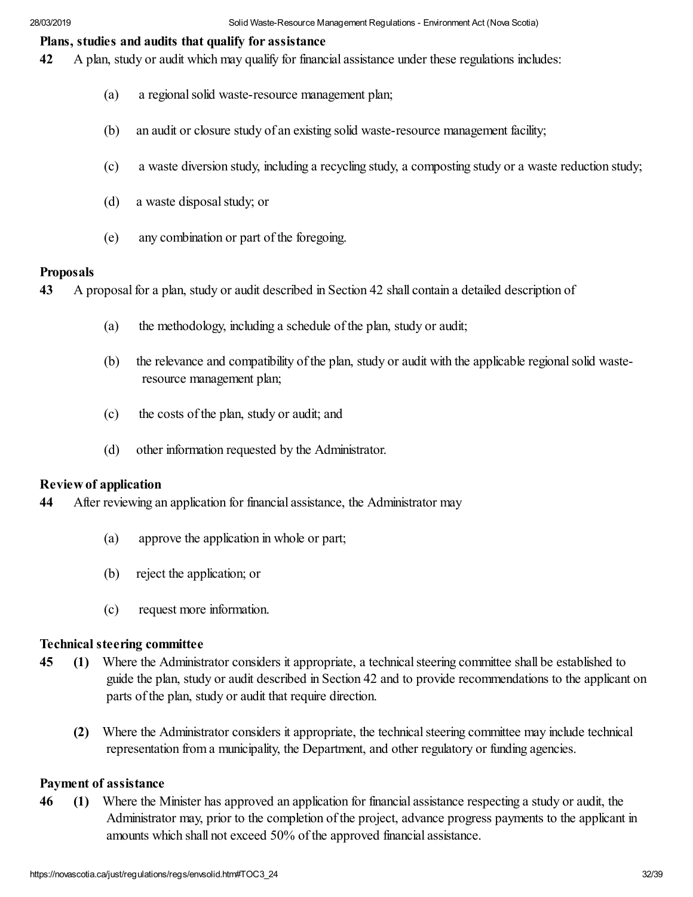**Plans, studies and audits that qualify for assistance**

**42** A plan, study or audit which may qualify for financial assistance under these regulations includes:

(a) a regional solid waste-resource management plan;

(b) an audit or closure study of an existing solid waste-resource management facility;

(c) a waste diversion study, including a recycling study, a composting study or a waste reduction study;

(d) a waste disposal study; or

(e) any combination or part of the foregoing.

**Proposals**

**43** A proposal for a plan, study or audit described in Section 42 shall contain a detailed description of

(a) the methodology, including a schedule of the plan, study or audit;

(b) the relevance and compatibility of the plan, study or audit with the applicable regional solid waste-resource management plan;

(c) the costs of the plan, study or audit; and

(d) other information requested by the Administrator.

**Review of application**

**44** After reviewing an application for financial assistance, the Administrator may

(a) approve the application in whole or part;

(b) reject the application; or

(c) request more information.

**Technical steering committee**

**45** **(1)** Where the Administrator considers it appropriate, a technical steering committee shall be established to guide the plan, study or audit described in Section 42 and to provide recommendations to the applicant on parts of the plan, study or audit that require direction.

**(2)** Where the Administrator considers it appropriate, the technical steering committee may include technical representation from a municipality, the Department, and other regulatory or funding agencies.

**Payment of assistance**

**46** **(1)** Where the Minister has approved an application for financial assistance respecting a study or audit, the Administrator may, prior to the completion of the project, advance progress payments to the applicant in amounts which shall not exceed 50% of the approved financial assistance.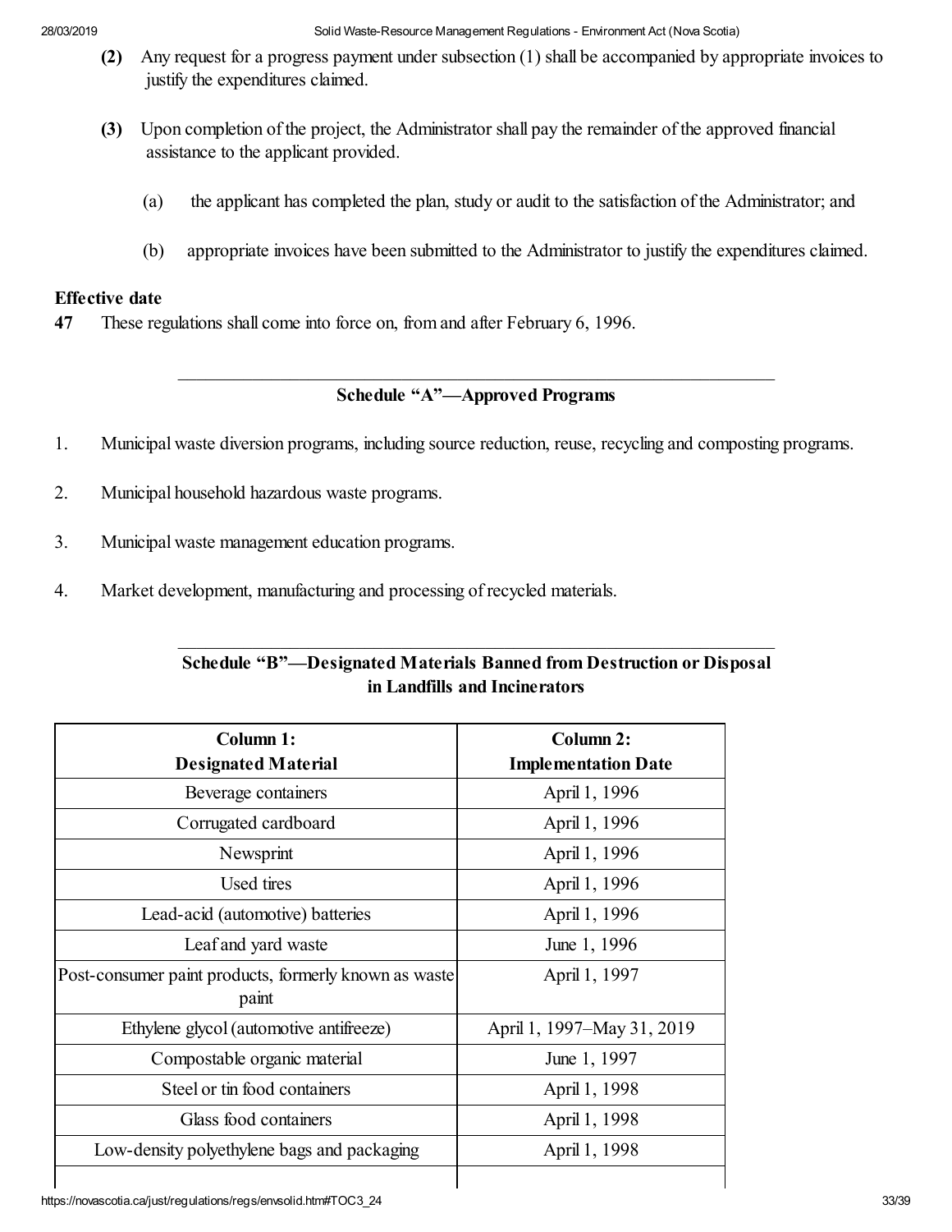**(2)** Any request for a progress payment under subsection (1) shall be accompanied by appropriate invoices to justify the expenditures claimed.

**(3)** Upon completion of the project, the Administrator shall pay the remainder of the approved financial assistance to the applicant provided.

(a) the applicant has completed the plan, study or audit to the satisfaction of the Administrator; and

(b) appropriate invoices have been submitted to the Administrator to justify the expenditures claimed.

### Effective date

**47** These regulations shall come into force on, from and after February 6, 1996.

---

## Schedule "A"—Approved Programs

1. Municipal waste diversion programs, including source reduction, reuse, recycling and composting programs.

2. Municipal household hazardous waste programs.

3. Municipal waste management education programs.

4. Market development, manufacturing and processing of recycled materials.

---

## Schedule "B"—Designated Materials Banned from Destruction or Disposal in Landfills and Incinerators

| Column 1: Designated Material | Column 2: Implementation Date |
|---|---|
| Beverage containers | April 1, 1996 |
| Corrugated cardboard | April 1, 1996 |
| Newsprint | April 1, 1996 |
| Used tires | April 1, 1996 |
| Lead-acid (automotive) batteries | April 1, 1996 |
| Leaf and yard waste | June 1, 1996 |
| Post-consumer paint products, formerly known as waste paint | April 1, 1997 |
| Ethylene glycol (automotive antifreeze) | April 1, 1997–May 31, 2019 |
| Compostable organic material | June 1, 1997 |
| Steel or tin food containers | April 1, 1998 |
| Glass food containers | April 1, 1998 |
| Low-density polyethylene bags and packaging | April 1, 1998 |
| | |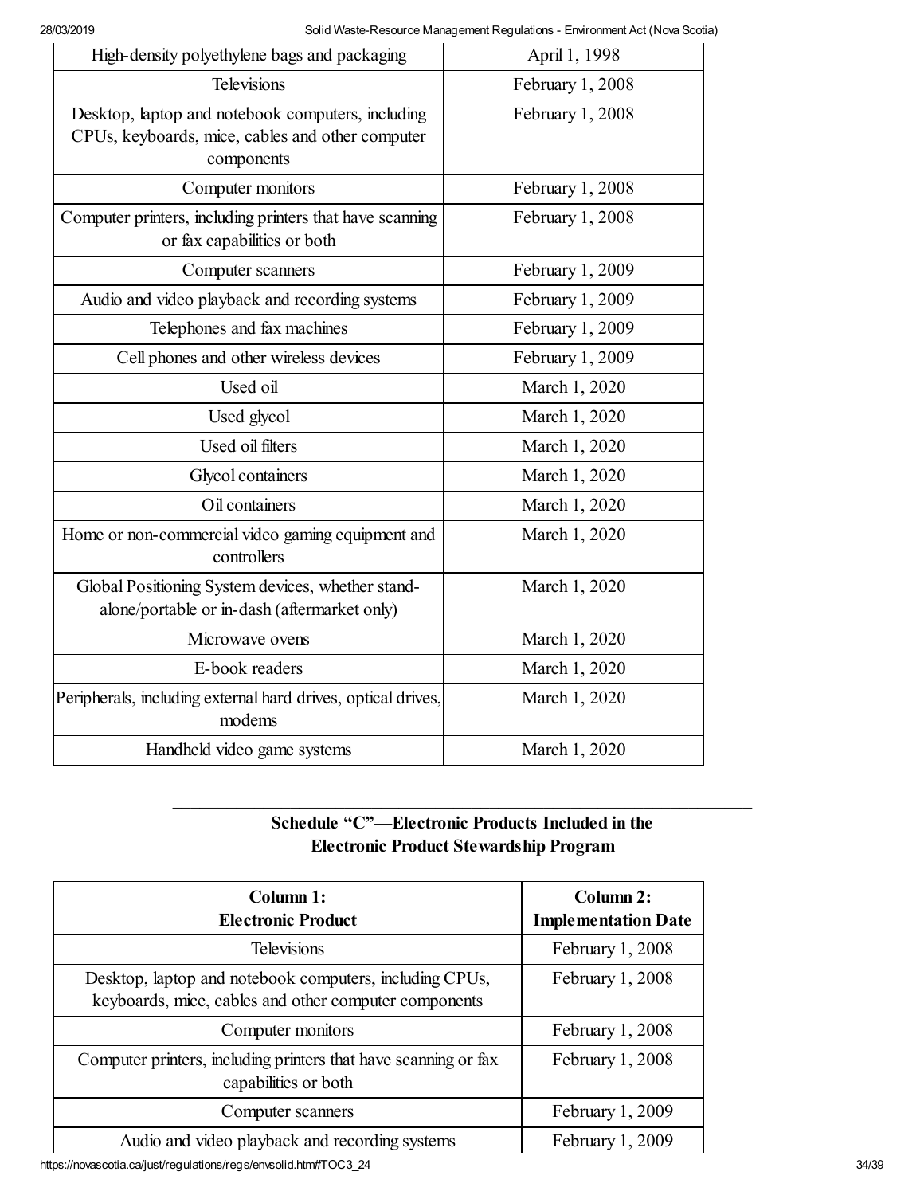| | |
|---|---|
| High-density polyethylene bags and packaging | April 1, 1998 |
| Televisions | February 1, 2008 |
| Desktop, laptop and notebook computers, including CPUs, keyboards, mice, cables and other computer components | February 1, 2008 |
| Computer monitors | February 1, 2008 |
| Computer printers, including printers that have scanning or fax capabilities or both | February 1, 2008 |
| Computer scanners | February 1, 2009 |
| Audio and video playback and recording systems | February 1, 2009 |
| Telephones and fax machines | February 1, 2009 |
| Cell phones and other wireless devices | February 1, 2009 |
| Used oil | March 1, 2020 |
| Used glycol | March 1, 2020 |
| Used oil filters | March 1, 2020 |
| Glycol containers | March 1, 2020 |
| Oil containers | March 1, 2020 |
| Home or non-commercial video gaming equipment and controllers | March 1, 2020 |
| Global Positioning System devices, whether stand-alone/portable or in-dash (aftermarket only) | March 1, 2020 |
| Microwave ovens | March 1, 2020 |
| E-book readers | March 1, 2020 |
| Peripherals, including external hard drives, optical drives, modems | March 1, 2020 |
| Handheld video game systems | March 1, 2020 |

---

## Schedule "C"—Electronic Products Included in the Electronic Product Stewardship Program

| Column 1: Electronic Product | Column 2: Implementation Date |
|---|---|
| Televisions | February 1, 2008 |
| Desktop, laptop and notebook computers, including CPUs, keyboards, mice, cables and other computer components | February 1, 2008 |
| Computer monitors | February 1, 2008 |
| Computer printers, including printers that have scanning or fax capabilities or both | February 1, 2008 |
| Computer scanners | February 1, 2009 |
| Audio and video playback and recording systems | February 1, 2009 |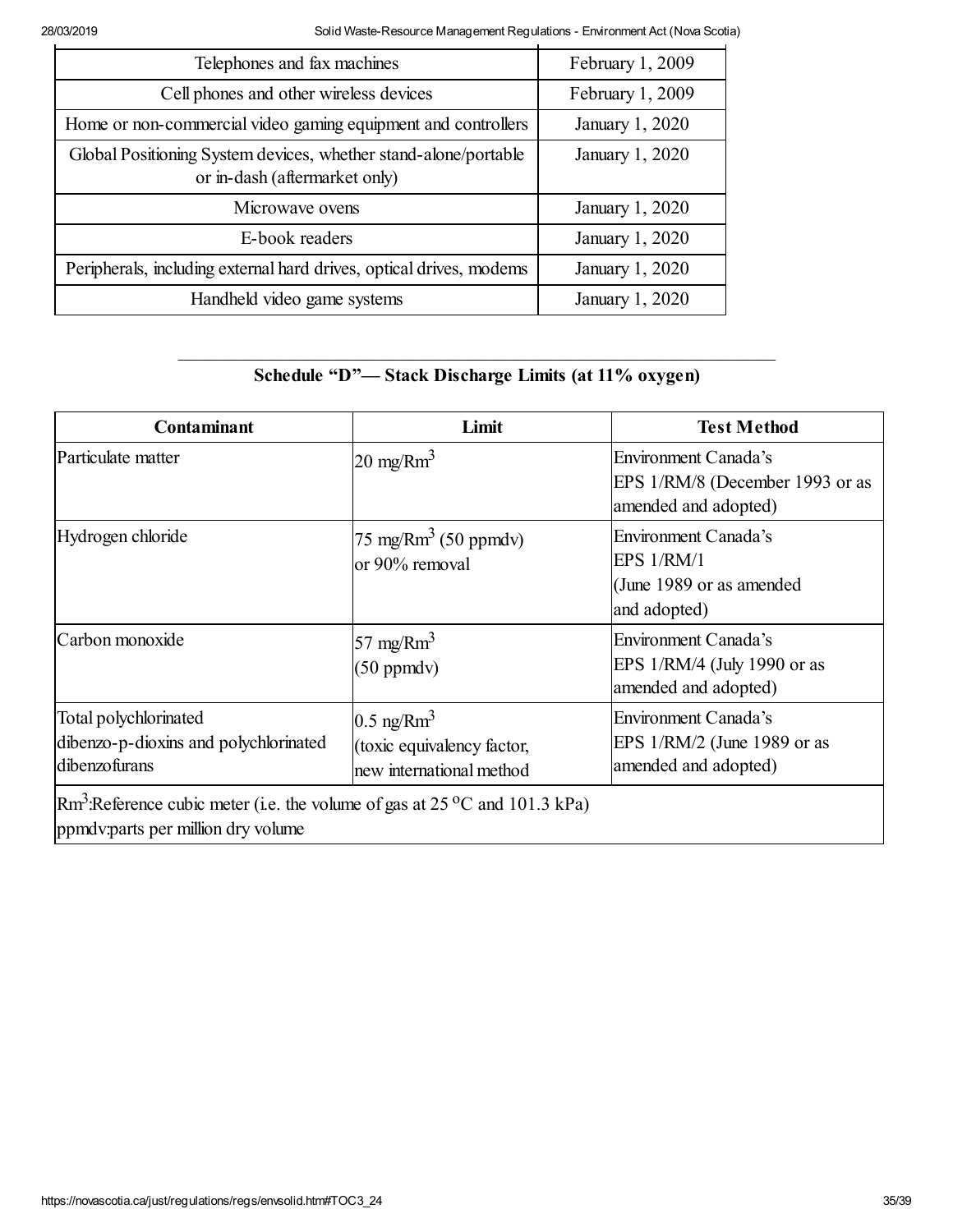| | |
|---|---|
| Telephones and fax machines | February 1, 2009 |
| Cell phones and other wireless devices | February 1, 2009 |
| Home or non-commercial video gaming equipment and controllers | January 1, 2020 |
| Global Positioning System devices, whether stand-alone/portable or in-dash (aftermarket only) | January 1, 2020 |
| Microwave ovens | January 1, 2020 |
| E-book readers | January 1, 2020 |
| Peripherals, including external hard drives, optical drives, modems | January 1, 2020 |
| Handheld video game systems | January 1, 2020 |

---

## Schedule "D"— Stack Discharge Limits (at 11% oxygen)

| Contaminant | Limit | Test Method |
|---|---|---|
| Particulate matter | 20 mg/$Rm^3$ | Environment Canada's EPS 1/RM/8 (December 1993 or as amended and adopted) |
| Hydrogen chloride | 75 mg/$Rm^3$ (50 ppmdv) or 90% removal | Environment Canada's EPS 1/RM/1 (June 1989 or as amended and adopted) |
| Carbon monoxide | 57 mg/$Rm^3$ (50 ppmdv) | Environment Canada's EPS 1/RM/4 (July 1990 or as amended and adopted) |
| Total polychlorinated dibenzo-p-dioxins and polychlorinated dibenzofurans | 0.5 ng/$Rm^3$ (toxic equivalency factor, new international method | Environment Canada's EPS 1/RM/2 (June 1989 or as amended and adopted) |
| $Rm^3$:Reference cubic meter (i.e. the volume of gas at 25 °C and 101.3 kPa) ppmdv:parts per million dry volume | | |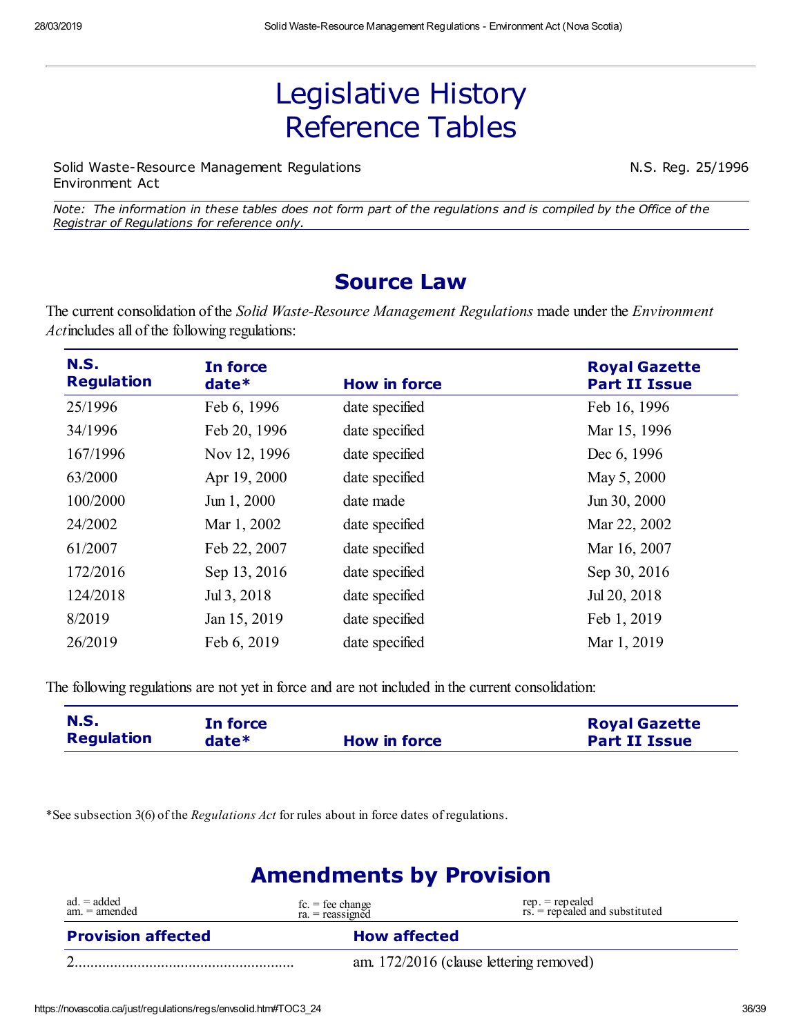# Legislative History Reference Tables

Solid Waste-Resource Management Regulations
Environment Act

N.S. Reg. 25/1996

*Note: The information in these tables does not form part of the regulations and is compiled by the Office of the Registrar of Regulations for reference only.*

## Source Law

The current consolidation of the *Solid Waste-Resource Management Regulations* made under the *Environment Act* includes all of the following regulations:

| N.S. Regulation | In force date* | How in force | Royal Gazette Part II Issue |
|---|---|---|---|
| 25/1996 | Feb 6, 1996 | date specified | Feb 16, 1996 |
| 34/1996 | Feb 20, 1996 | date specified | Mar 15, 1996 |
| 167/1996 | Nov 12, 1996 | date specified | Dec 6, 1996 |
| 63/2000 | Apr 19, 2000 | date specified | May 5, 2000 |
| 100/2000 | Jun 1, 2000 | date made | Jun 30, 2000 |
| 24/2002 | Mar 1, 2002 | date specified | Mar 22, 2002 |
| 61/2007 | Feb 22, 2007 | date specified | Mar 16, 2007 |
| 172/2016 | Sep 13, 2016 | date specified | Sep 30, 2016 |
| 124/2018 | Jul 3, 2018 | date specified | Jul 20, 2018 |
| 8/2019 | Jan 15, 2019 | date specified | Feb 1, 2019 |
| 26/2019 | Feb 6, 2019 | date specified | Mar 1, 2019 |

The following regulations are not yet in force and are not included in the current consolidation:

| N.S. Regulation | In force date* | How in force | Royal Gazette Part II Issue |
|---|---|---|---|

*See subsection 3(6) of the *Regulations Act* for rules about in force dates of regulations.

## Amendments by Provision

ad. = added
am. = amended
fc. = fee change
ra. = reassigned
rep. = repealed
rs. = repealed and substituted

| Provision affected | How affected |
|---|---|
| 2........................................................ | am. 172/2016 (clause lettering removed) |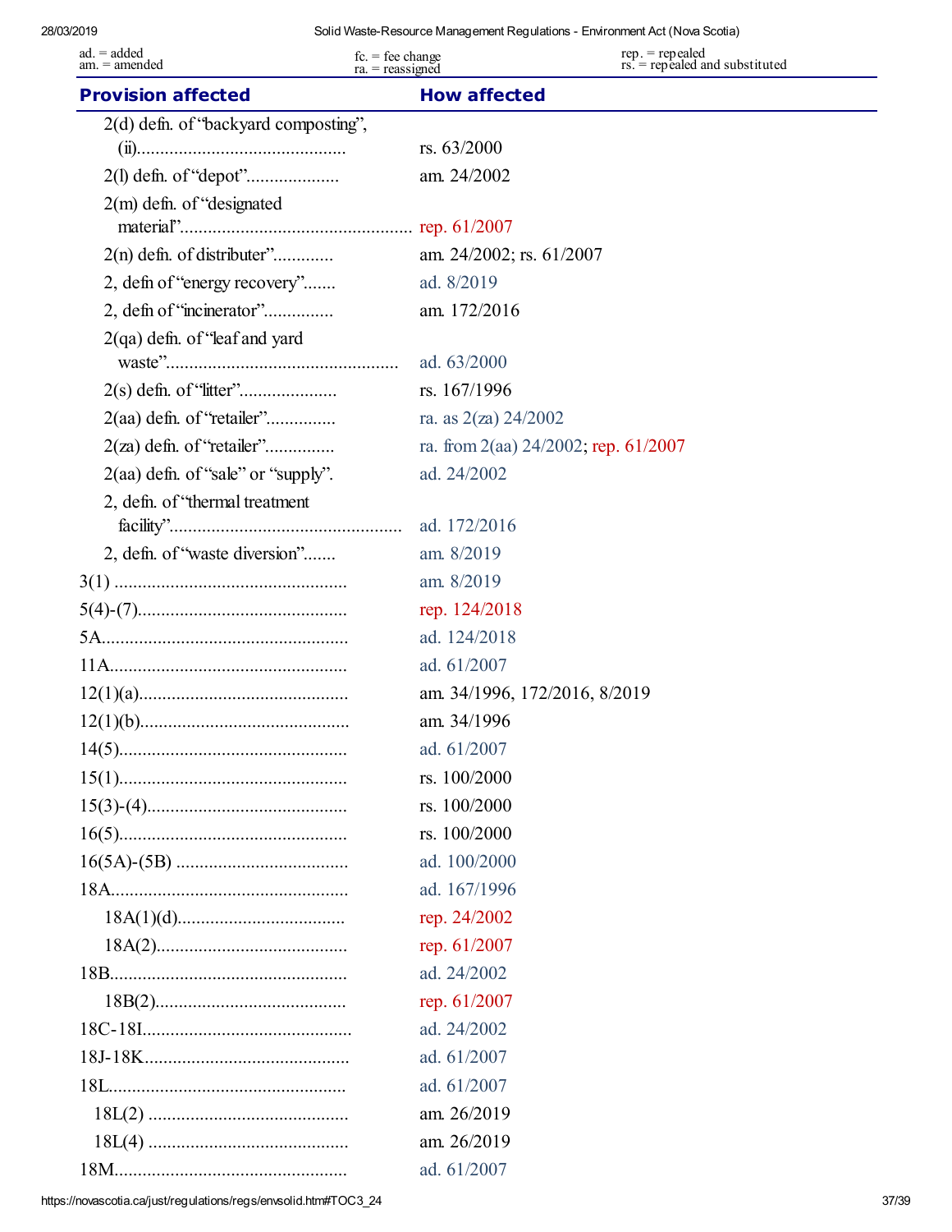ad. = added
am. = amended

fc. = fee change
ra. = reassigned

rep. = repealed
rs. = repealed and substituted

| Provision affected | How affected |
|---|---|
| 2(d) defn. of "backyard composting", (ii) | rs. 63/2000 |
| 2(l) defn. of "depot" | am. 24/2002 |
| 2(m) defn. of "designated material" | rep. 61/2007 |
| 2(n) defn. of distributer" | am. 24/2002; rs. 61/2007 |
| 2, defn of "energy recovery" | ad. 8/2019 |
| 2, defn of "incinerator" | am. 172/2016 |
| 2(qa) defn. of "leaf and yard waste" | ad. 63/2000 |
| 2(s) defn. of "litter" | rs. 167/1996 |
| 2(aa) defn. of "retailer" | ra. as 2(za) 24/2002 |
| 2(za) defn. of "retailer" | ra. from 2(aa) 24/2002; rep. 61/2007 |
| 2(aa) defn. of "sale" or "supply". | ad. 24/2002 |
| 2, defn. of "thermal treatment facility" | ad. 172/2016 |
| 2, defn. of "waste diversion" | am. 8/2019 |
| 3(1) | am. 8/2019 |
| 5(4)-(7) | rep. 124/2018 |
| 5A | ad. 124/2018 |
| 11A | ad. 61/2007 |
| 12(1)(a) | am. 34/1996, 172/2016, 8/2019 |
| 12(1)(b) | am. 34/1996 |
| 14(5) | ad. 61/2007 |
| 15(1) | rs. 100/2000 |
| 15(3)-(4) | rs. 100/2000 |
| 16(5) | rs. 100/2000 |
| 16(5A)-(5B) | ad. 100/2000 |
| 18A | ad. 167/1996 |
| 18A(1)(d) | rep. 24/2002 |
| 18A(2) | rep. 61/2007 |
| 18B | ad. 24/2002 |
| 18B(2) | rep. 61/2007 |
| 18C-18I | ad. 24/2002 |
| 18J-18K | ad. 61/2007 |
| 18L | ad. 61/2007 |
| 18L(2) | am. 26/2019 |
| 18L(4) | am. 26/2019 |
| 18M | ad. 61/2007 |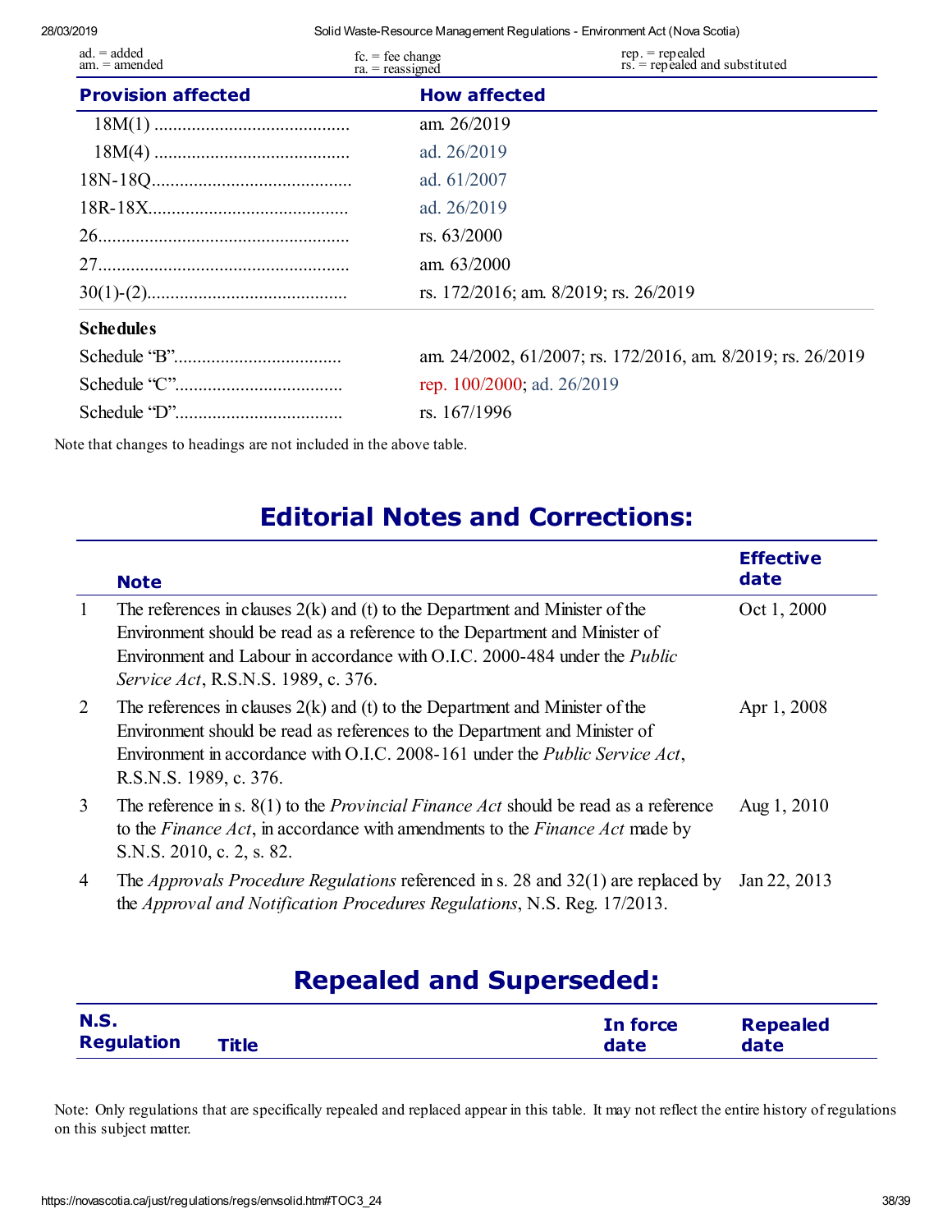ad. = added  
am. = amended

fc. = fee change  
ra. = reassigned

rep. = repealed  
rs. = repealed and substituted

| Provision affected | How affected |
|---|---|
| 18M(1) | am. 26/2019 |
| 18M(4) | ad. 26/2019 |
| 18N-18Q | ad. 61/2007 |
| 18R-18X | ad. 26/2019 |
| 26 | rs. 63/2000 |
| 27 | am. 63/2000 |
| 30(1)-(2) | rs. 172/2016; am. 8/2019; rs. 26/2019 |
| **Schedules** | |
| Schedule “B” | am. 24/2002, 61/2007; rs. 172/2016, am. 8/2019; rs. 26/2019 |
| Schedule “C” | rep. 100/2000; ad. 26/2019 |
| Schedule “D” | rs. 167/1996 |

Note that changes to headings are not included in the above table.

## Editorial Notes and Corrections:

| | Note | Effective date |
|---|---|---|
| 1 | The references in clauses 2(k) and (t) to the Department and Minister of the Environment should be read as a reference to the Department and Minister of Environment and Labour in accordance with O.I.C. 2000-484 under the *Public Service Act*, R.S.N.S. 1989, c. 376. | Oct 1, 2000 |
| 2 | The references in clauses 2(k) and (t) to the Department and Minister of the Environment should be read as references to the Department and Minister of Environment in accordance with O.I.C. 2008-161 under the *Public Service Act*, R.S.N.S. 1989, c. 376. | Apr 1, 2008 |
| 3 | The reference in s. 8(1) to the *Provincial Finance Act* should be read as a reference to the *Finance Act*, in accordance with amendments to the *Finance Act* made by S.N.S. 2010, c. 2, s. 82. | Aug 1, 2010 |
| 4 | The *Approvals Procedure Regulations* referenced in s. 28 and 32(1) are replaced by the *Approval and Notification Procedures Regulations*, N.S. Reg. 17/2013. | Jan 22, 2013 |

## Repealed and Superseded:

| N.S. Regulation | Title | In force date | Repealed date |
|---|---|---|---|

Note: Only regulations that are specifically repealed and replaced appear in this table. It may not reflect the entire history of regulations on this subject matter.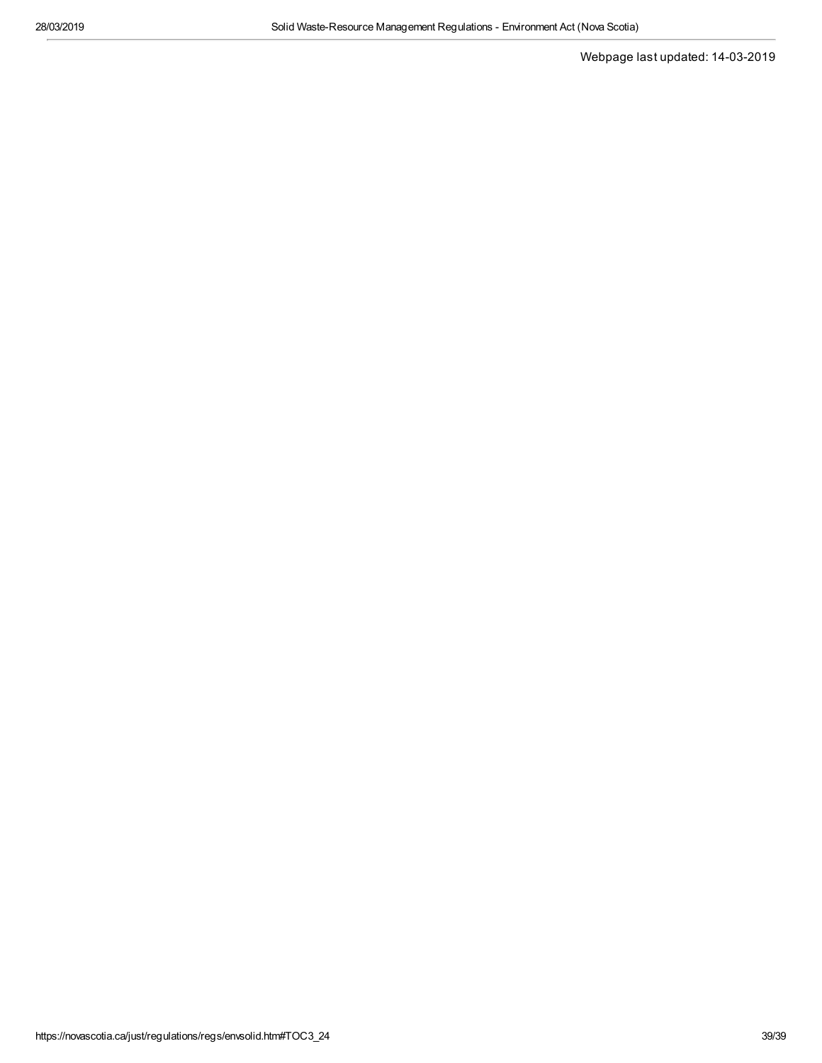Webpage last updated: 14-03-2019